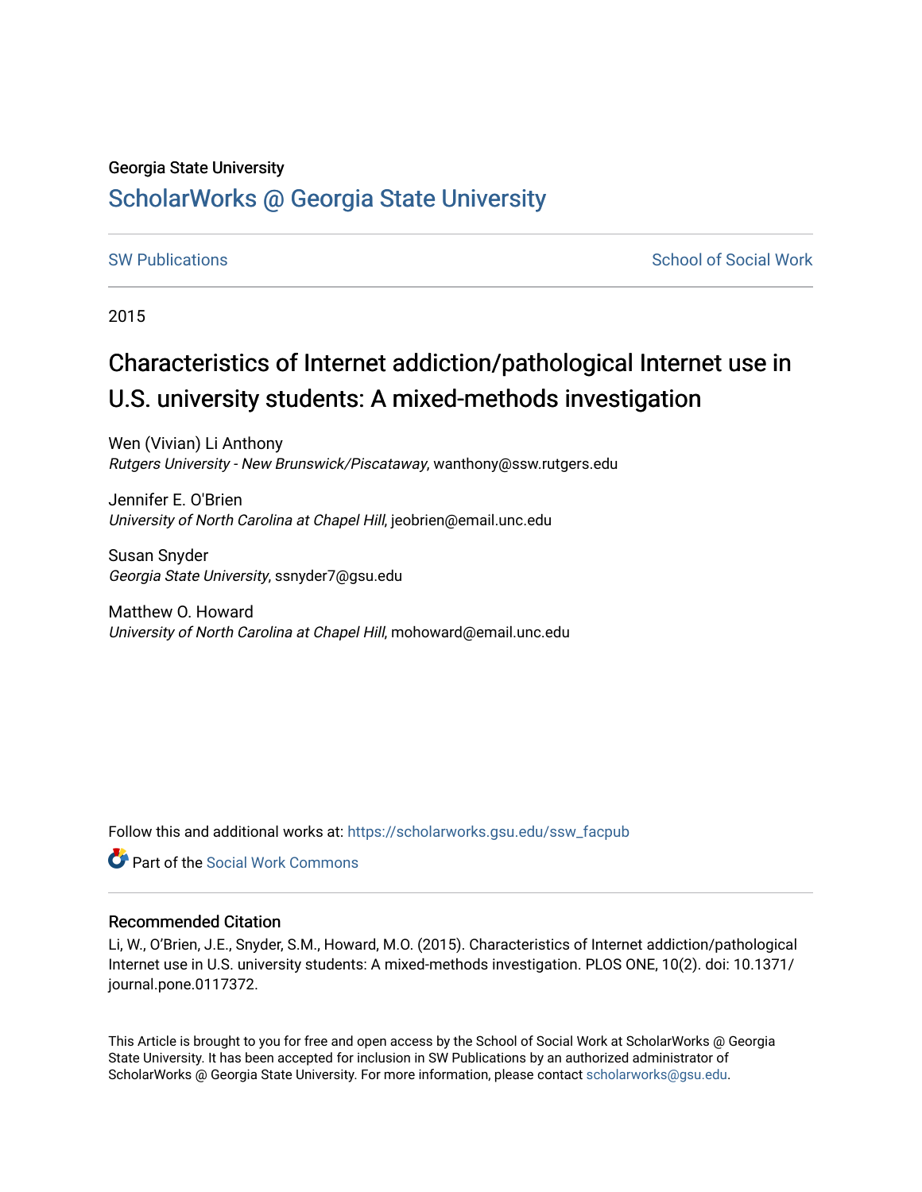Georgia State University

# ScholarWorks @ Georgia State University

SW Publications | School of Social Work

2015

## Characteristics of Internet addiction/pathological Internet use in U.S. university students: A mixed-methods investigation

Wen (Vivian) Li Anthony
*Rutgers University - New Brunswick/Piscataway*, wanthony@ssw.rutgers.edu

Jennifer E. O'Brien
*University of North Carolina at Chapel Hill*, jeobrien@email.unc.edu

Susan Snyder
*Georgia State University*, ssnyder7@gsu.edu

Matthew O. Howard
*University of North Carolina at Chapel Hill*, mohoward@email.unc.edu

Follow this and additional works at: https://scholarworks.gsu.edu/ssw_facpub

Part of the Social Work Commons

### Recommended Citation

Li, W., O'Brien, J.E., Snyder, S.M., Howard, M.O. (2015). Characteristics of Internet addiction/pathological Internet use in U.S. university students: A mixed-methods investigation. PLOS ONE, 10(2). doi: 10.1371/journal.pone.0117372.

This Article is brought to you for free and open access by the School of Social Work at ScholarWorks @ Georgia State University. It has been accepted for inclusion in SW Publications by an authorized administrator of ScholarWorks @ Georgia State University. For more information, please contact scholarworks@gsu.edu.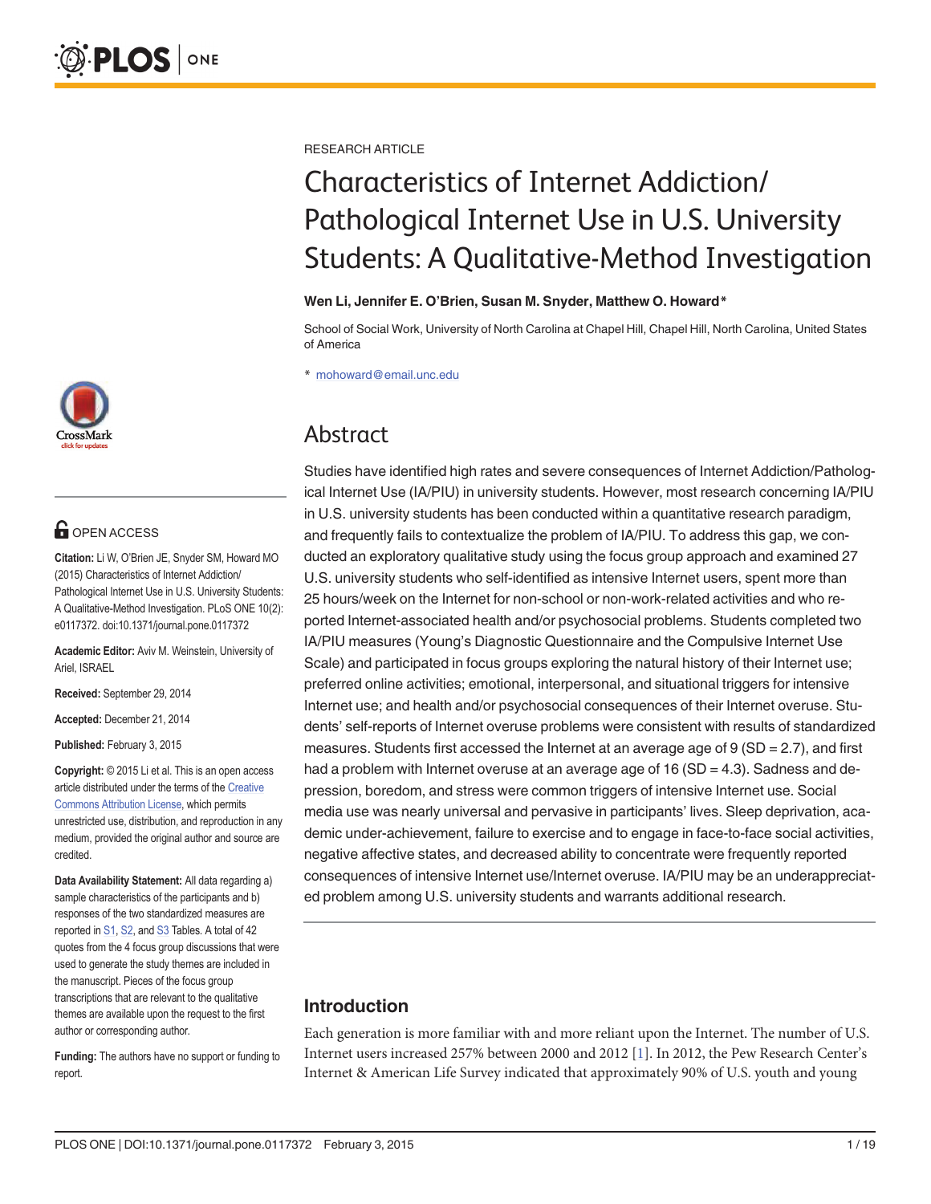RESEARCH ARTICLE

# Characteristics of Internet Addiction/ Pathological Internet Use in U.S. University Students: A Qualitative-Method Investigation

**Wen Li, Jennifer E. O'Brien, Susan M. Snyder, Matthew O. Howard***

School of Social Work, University of North Carolina at Chapel Hill, Chapel Hill, North Carolina, United States of America

* mohoward@email.unc.edu

OPEN ACCESS

**Citation:** Li W, O'Brien JE, Snyder SM, Howard MO (2015) Characteristics of Internet Addiction/ Pathological Internet Use in U.S. University Students: A Qualitative-Method Investigation. PLoS ONE 10(2): e0117372. doi:10.1371/journal.pone.0117372

**Academic Editor:** Aviv M. Weinstein, University of Ariel, ISRAEL

**Received:** September 29, 2014

**Accepted:** December 21, 2014

**Published:** February 3, 2015

**Copyright:** © 2015 Li et al. This is an open access article distributed under the terms of the Creative Commons Attribution License, which permits unrestricted use, distribution, and reproduction in any medium, provided the original author and source are credited.

**Data Availability Statement:** All data regarding a) sample characteristics of the participants and b) responses of the two standardized measures are reported in S1, S2, and S3 Tables. A total of 42 quotes from the 4 focus group discussions that were used to generate the study themes are included in the manuscript. Pieces of the focus group transcriptions that are relevant to the qualitative themes are available upon the request to the first author or corresponding author.

**Funding:** The authors have no support or funding to report.

## Abstract

Studies have identified high rates and severe consequences of Internet Addiction/Pathological Internet Use (IA/PIU) in university students. However, most research concerning IA/PIU in U.S. university students has been conducted within a quantitative research paradigm, and frequently fails to contextualize the problem of IA/PIU. To address this gap, we conducted an exploratory qualitative study using the focus group approach and examined 27 U.S. university students who self-identified as intensive Internet users, spent more than 25 hours/week on the Internet for non-school or non-work-related activities and who reported Internet-associated health and/or psychosocial problems. Students completed two IA/PIU measures (Young's Diagnostic Questionnaire and the Compulsive Internet Use Scale) and participated in focus groups exploring the natural history of their Internet use; preferred online activities; emotional, interpersonal, and situational triggers for intensive Internet use; and health and/or psychosocial consequences of their Internet overuse. Students' self-reports of Internet overuse problems were consistent with results of standardized measures. Students first accessed the Internet at an average age of 9 (SD = 2.7), and first had a problem with Internet overuse at an average age of 16 (SD = 4.3). Sadness and depression, boredom, and stress were common triggers of intensive Internet use. Social media use was nearly universal and pervasive in participants' lives. Sleep deprivation, academic under-achievement, failure to exercise and to engage in face-to-face social activities, negative affective states, and decreased ability to concentrate were frequently reported consequences of intensive Internet use/Internet overuse. IA/PIU may be an underappreciated problem among U.S. university students and warrants additional research.

## Introduction

Each generation is more familiar with and more reliant upon the Internet. The number of U.S. Internet users increased 257% between 2000 and 2012 [1]. In 2012, the Pew Research Center's Internet & American Life Survey indicated that approximately 90% of U.S. youth and young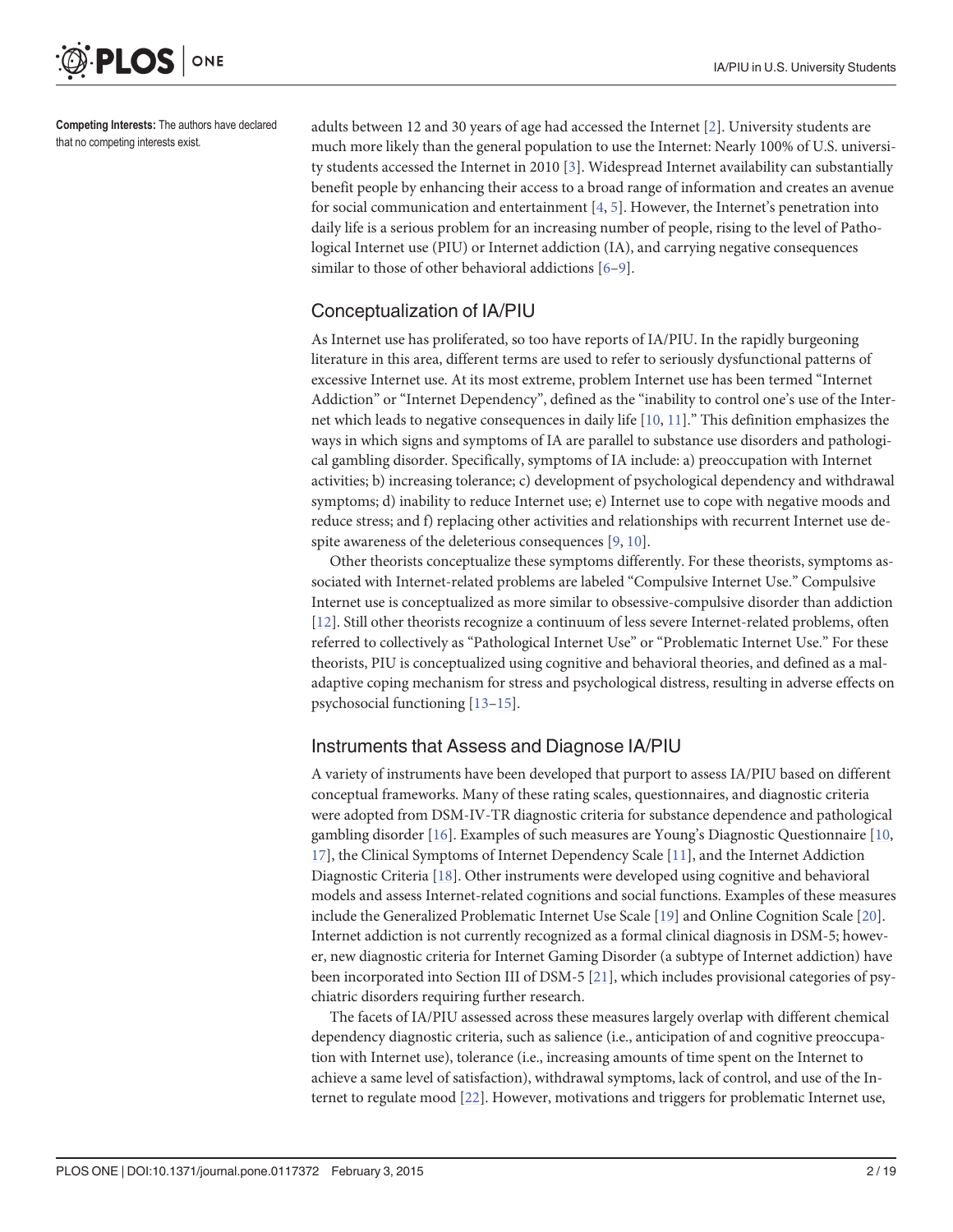Competing Interests: The authors have declared that no competing interests exist.

adults between 12 and 30 years of age had accessed the Internet [2]. University students are much more likely than the general population to use the Internet: Nearly 100% of U.S. university students accessed the Internet in 2010 [3]. Widespread Internet availability can substantially benefit people by enhancing their access to a broad range of information and creates an avenue for social communication and entertainment [4, 5]. However, the Internet's penetration into daily life is a serious problem for an increasing number of people, rising to the level of Pathological Internet use (PIU) or Internet addiction (IA), and carrying negative consequences similar to those of other behavioral addictions [6–9].

## Conceptualization of IA/PIU

As Internet use has proliferated, so too have reports of IA/PIU. In the rapidly burgeoning literature in this area, different terms are used to refer to seriously dysfunctional patterns of excessive Internet use. At its most extreme, problem Internet use has been termed "Internet Addiction" or "Internet Dependency", defined as the "inability to control one's use of the Internet which leads to negative consequences in daily life [10, 11]." This definition emphasizes the ways in which signs and symptoms of IA are parallel to substance use disorders and pathological gambling disorder. Specifically, symptoms of IA include: a) preoccupation with Internet activities; b) increasing tolerance; c) development of psychological dependency and withdrawal symptoms; d) inability to reduce Internet use; e) Internet use to cope with negative moods and reduce stress; and f) replacing other activities and relationships with recurrent Internet use despite awareness of the deleterious consequences [9, 10].

Other theorists conceptualize these symptoms differently. For these theorists, symptoms associated with Internet-related problems are labeled "Compulsive Internet Use." Compulsive Internet use is conceptualized as more similar to obsessive-compulsive disorder than addiction [12]. Still other theorists recognize a continuum of less severe Internet-related problems, often referred to collectively as "Pathological Internet Use" or "Problematic Internet Use." For these theorists, PIU is conceptualized using cognitive and behavioral theories, and defined as a maladaptive coping mechanism for stress and psychological distress, resulting in adverse effects on psychosocial functioning [13–15].

## Instruments that Assess and Diagnose IA/PIU

A variety of instruments have been developed that purport to assess IA/PIU based on different conceptual frameworks. Many of these rating scales, questionnaires, and diagnostic criteria were adopted from DSM-IV-TR diagnostic criteria for substance dependence and pathological gambling disorder [16]. Examples of such measures are Young's Diagnostic Questionnaire [10, 17], the Clinical Symptoms of Internet Dependency Scale [11], and the Internet Addiction Diagnostic Criteria [18]. Other instruments were developed using cognitive and behavioral models and assess Internet-related cognitions and social functions. Examples of these measures include the Generalized Problematic Internet Use Scale [19] and Online Cognition Scale [20]. Internet addiction is not currently recognized as a formal clinical diagnosis in DSM-5; however, new diagnostic criteria for Internet Gaming Disorder (a subtype of Internet addiction) have been incorporated into Section III of DSM-5 [21], which includes provisional categories of psychiatric disorders requiring further research.

The facets of IA/PIU assessed across these measures largely overlap with different chemical dependency diagnostic criteria, such as salience (i.e., anticipation of and cognitive preoccupation with Internet use), tolerance (i.e., increasing amounts of time spent on the Internet to achieve a same level of satisfaction), withdrawal symptoms, lack of control, and use of the Internet to regulate mood [22]. However, motivations and triggers for problematic Internet use,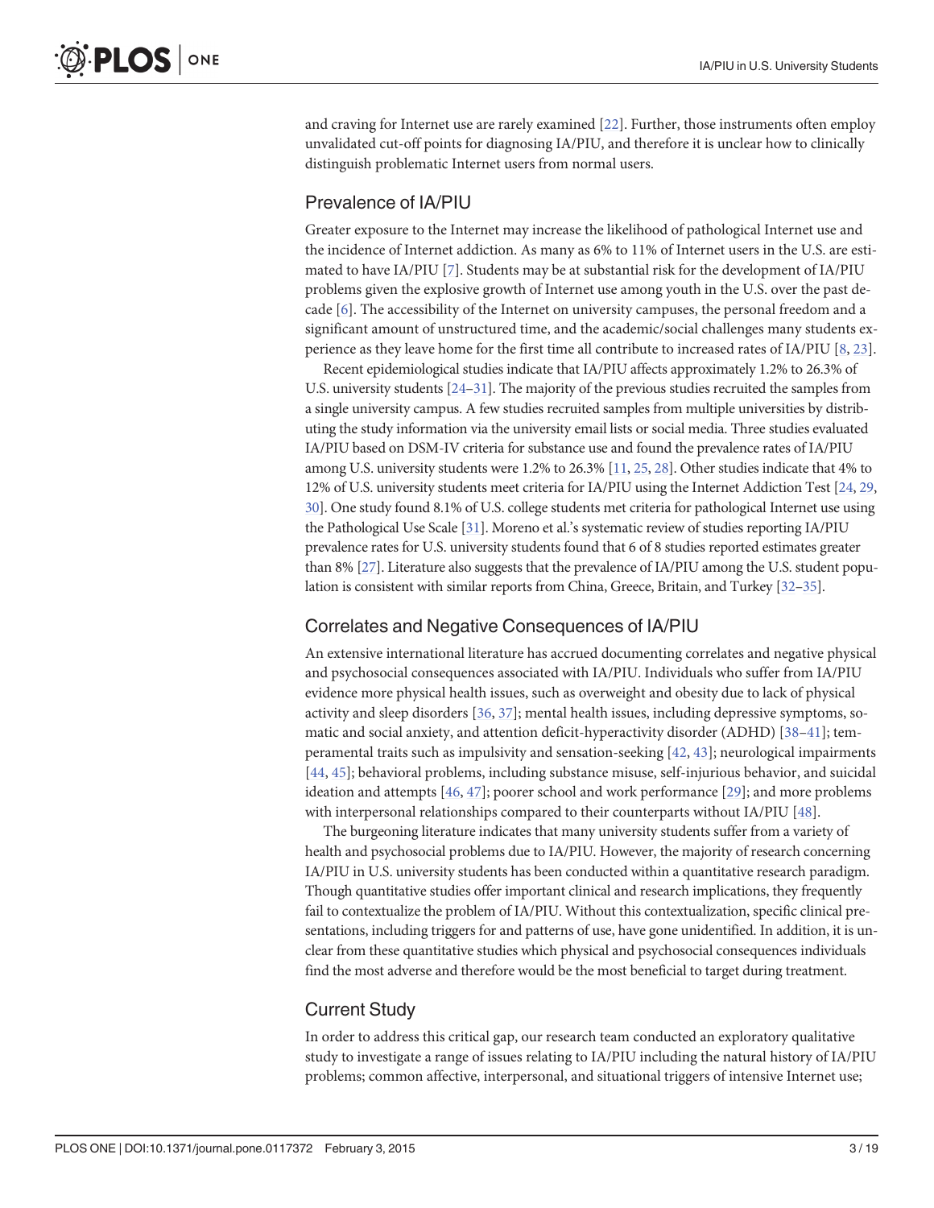and craving for Internet use are rarely examined [22]. Further, those instruments often employ unvalidated cut-off points for diagnosing IA/PIU, and therefore it is unclear how to clinically distinguish problematic Internet users from normal users.

## Prevalence of IA/PIU

Greater exposure to the Internet may increase the likelihood of pathological Internet use and the incidence of Internet addiction. As many as 6% to 11% of Internet users in the U.S. are estimated to have IA/PIU [7]. Students may be at substantial risk for the development of IA/PIU problems given the explosive growth of Internet use among youth in the U.S. over the past decade [6]. The accessibility of the Internet on university campuses, the personal freedom and a significant amount of unstructured time, and the academic/social challenges many students experience as they leave home for the first time all contribute to increased rates of IA/PIU [8, 23].

Recent epidemiological studies indicate that IA/PIU affects approximately 1.2% to 26.3% of U.S. university students [24–31]. The majority of the previous studies recruited the samples from a single university campus. A few studies recruited samples from multiple universities by distributing the study information via the university email lists or social media. Three studies evaluated IA/PIU based on DSM-IV criteria for substance use and found the prevalence rates of IA/PIU among U.S. university students were 1.2% to 26.3% [11, 25, 28]. Other studies indicate that 4% to 12% of U.S. university students meet criteria for IA/PIU using the Internet Addiction Test [24, 29, 30]. One study found 8.1% of U.S. college students met criteria for pathological Internet use using the Pathological Use Scale [31]. Moreno et al.'s systematic review of studies reporting IA/PIU prevalence rates for U.S. university students found that 6 of 8 studies reported estimates greater than 8% [27]. Literature also suggests that the prevalence of IA/PIU among the U.S. student population is consistent with similar reports from China, Greece, Britain, and Turkey [32–35].

## Correlates and Negative Consequences of IA/PIU

An extensive international literature has accrued documenting correlates and negative physical and psychosocial consequences associated with IA/PIU. Individuals who suffer from IA/PIU evidence more physical health issues, such as overweight and obesity due to lack of physical activity and sleep disorders [36, 37]; mental health issues, including depressive symptoms, somatic and social anxiety, and attention deficit-hyperactivity disorder (ADHD) [38–41]; temperamental traits such as impulsivity and sensation-seeking [42, 43]; neurological impairments [44, 45]; behavioral problems, including substance misuse, self-injurious behavior, and suicidal ideation and attempts [46, 47]; poorer school and work performance [29]; and more problems with interpersonal relationships compared to their counterparts without IA/PIU [48].

The burgeoning literature indicates that many university students suffer from a variety of health and psychosocial problems due to IA/PIU. However, the majority of research concerning IA/PIU in U.S. university students has been conducted within a quantitative research paradigm. Though quantitative studies offer important clinical and research implications, they frequently fail to contextualize the problem of IA/PIU. Without this contextualization, specific clinical presentations, including triggers for and patterns of use, have gone unidentified. In addition, it is unclear from these quantitative studies which physical and psychosocial consequences individuals find the most adverse and therefore would be the most beneficial to target during treatment.

## Current Study

In order to address this critical gap, our research team conducted an exploratory qualitative study to investigate a range of issues relating to IA/PIU including the natural history of IA/PIU problems; common affective, interpersonal, and situational triggers of intensive Internet use;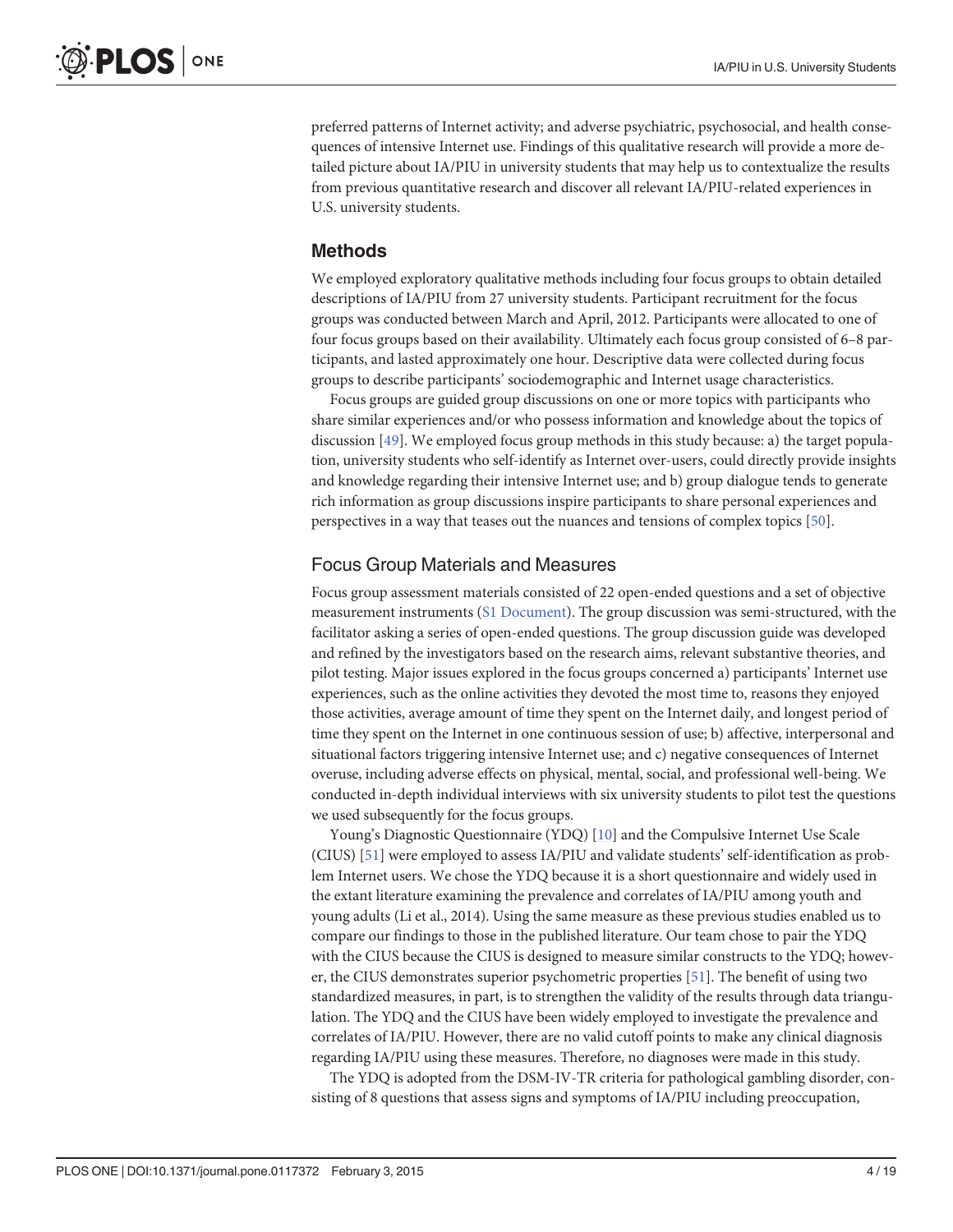preferred patterns of Internet activity; and adverse psychiatric, psychosocial, and health consequences of intensive Internet use. Findings of this qualitative research will provide a more detailed picture about IA/PIU in university students that may help us to contextualize the results from previous quantitative research and discover all relevant IA/PIU-related experiences in U.S. university students.

## Methods

We employed exploratory qualitative methods including four focus groups to obtain detailed descriptions of IA/PIU from 27 university students. Participant recruitment for the focus groups was conducted between March and April, 2012. Participants were allocated to one of four focus groups based on their availability. Ultimately each focus group consisted of 6–8 participants, and lasted approximately one hour. Descriptive data were collected during focus groups to describe participants' sociodemographic and Internet usage characteristics.

Focus groups are guided group discussions on one or more topics with participants who share similar experiences and/or who possess information and knowledge about the topics of discussion [49]. We employed focus group methods in this study because: a) the target population, university students who self-identify as Internet over-users, could directly provide insights and knowledge regarding their intensive Internet use; and b) group dialogue tends to generate rich information as group discussions inspire participants to share personal experiences and perspectives in a way that teases out the nuances and tensions of complex topics [50].

### Focus Group Materials and Measures

Focus group assessment materials consisted of 22 open-ended questions and a set of objective measurement instruments (S1 Document). The group discussion was semi-structured, with the facilitator asking a series of open-ended questions. The group discussion guide was developed and refined by the investigators based on the research aims, relevant substantive theories, and pilot testing. Major issues explored in the focus groups concerned a) participants' Internet use experiences, such as the online activities they devoted the most time to, reasons they enjoyed those activities, average amount of time they spent on the Internet daily, and longest period of time they spent on the Internet in one continuous session of use; b) affective, interpersonal and situational factors triggering intensive Internet use; and c) negative consequences of Internet overuse, including adverse effects on physical, mental, social, and professional well-being. We conducted in-depth individual interviews with six university students to pilot test the questions we used subsequently for the focus groups.

Young's Diagnostic Questionnaire (YDQ) [10] and the Compulsive Internet Use Scale (CIUS) [51] were employed to assess IA/PIU and validate students' self-identification as problem Internet users. We chose the YDQ because it is a short questionnaire and widely used in the extant literature examining the prevalence and correlates of IA/PIU among youth and young adults (Li et al., 2014). Using the same measure as these previous studies enabled us to compare our findings to those in the published literature. Our team chose to pair the YDQ with the CIUS because the CIUS is designed to measure similar constructs to the YDQ; however, the CIUS demonstrates superior psychometric properties [51]. The benefit of using two standardized measures, in part, is to strengthen the validity of the results through data triangulation. The YDQ and the CIUS have been widely employed to investigate the prevalence and correlates of IA/PIU. However, there are no valid cutoff points to make any clinical diagnosis regarding IA/PIU using these measures. Therefore, no diagnoses were made in this study.

The YDQ is adopted from the DSM-IV-TR criteria for pathological gambling disorder, consisting of 8 questions that assess signs and symptoms of IA/PIU including preoccupation,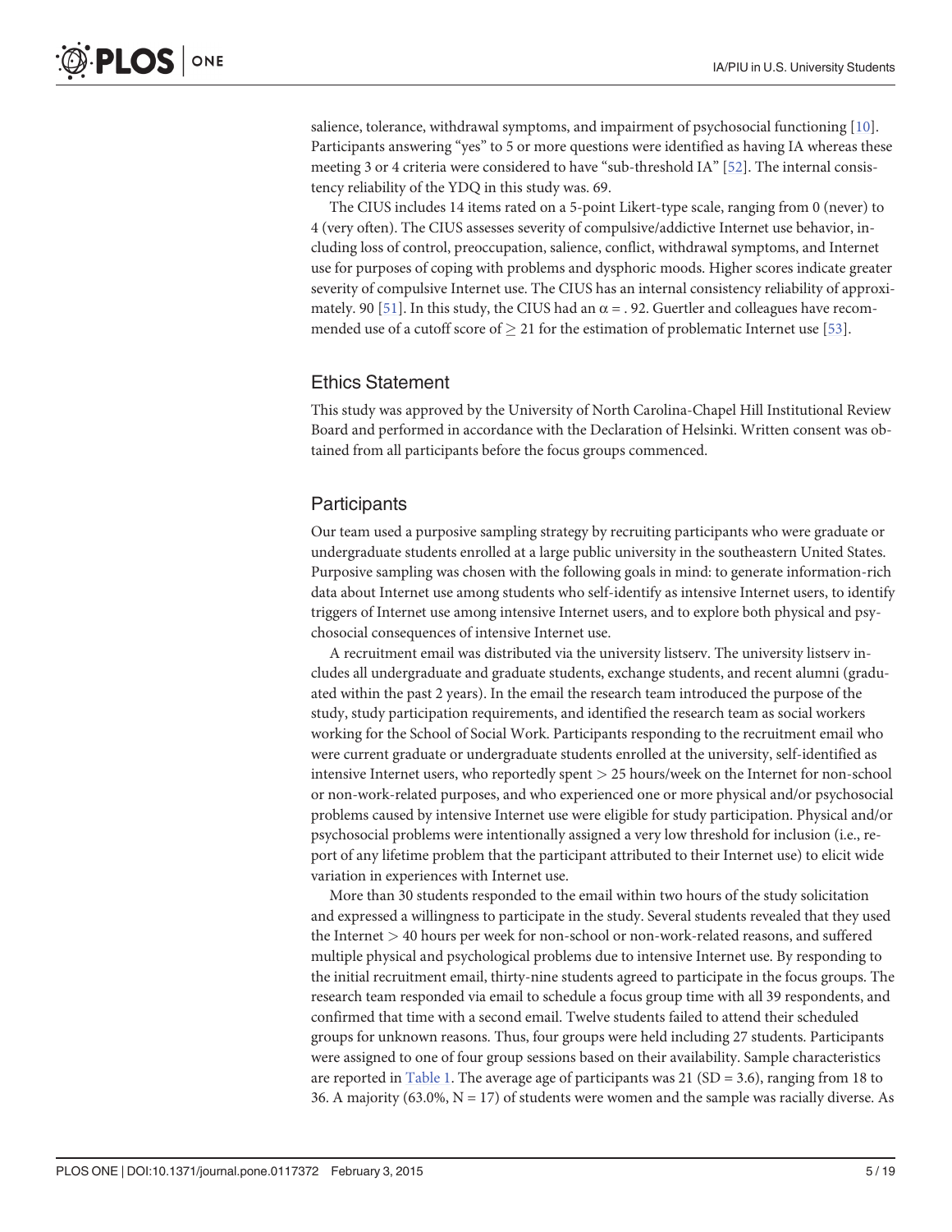salience, tolerance, withdrawal symptoms, and impairment of psychosocial functioning [10]. Participants answering "yes" to 5 or more questions were identified as having IA whereas these meeting 3 or 4 criteria were considered to have "sub-threshold IA" [52]. The internal consistency reliability of the YDQ in this study was. 69.

The CIUS includes 14 items rated on a 5-point Likert-type scale, ranging from 0 (never) to 4 (very often). The CIUS assesses severity of compulsive/addictive Internet use behavior, including loss of control, preoccupation, salience, conflict, withdrawal symptoms, and Internet use for purposes of coping with problems and dysphoric moods. Higher scores indicate greater severity of compulsive Internet use. The CIUS has an internal consistency reliability of approximately. 90 [51]. In this study, the CIUS had an $\alpha = .92$. Guertler and colleagues have recommended use of a cutoff score of $\geq 21$ for the estimation of problematic Internet use [53].

## Ethics Statement

This study was approved by the University of North Carolina-Chapel Hill Institutional Review Board and performed in accordance with the Declaration of Helsinki. Written consent was obtained from all participants before the focus groups commenced.

## Participants

Our team used a purposive sampling strategy by recruiting participants who were graduate or undergraduate students enrolled at a large public university in the southeastern United States. Purposive sampling was chosen with the following goals in mind: to generate information-rich data about Internet use among students who self-identify as intensive Internet users, to identify triggers of Internet use among intensive Internet users, and to explore both physical and psychosocial consequences of intensive Internet use.

A recruitment email was distributed via the university listserv. The university listserv includes all undergraduate and graduate students, exchange students, and recent alumni (graduated within the past 2 years). In the email the research team introduced the purpose of the study, study participation requirements, and identified the research team as social workers working for the School of Social Work. Participants responding to the recruitment email who were current graduate or undergraduate students enrolled at the university, self-identified as intensive Internet users, who reportedly spent > 25 hours/week on the Internet for non-school or non-work-related purposes, and who experienced one or more physical and/or psychosocial problems caused by intensive Internet use were eligible for study participation. Physical and/or psychosocial problems were intentionally assigned a very low threshold for inclusion (i.e., report of any lifetime problem that the participant attributed to their Internet use) to elicit wide variation in experiences with Internet use.

More than 30 students responded to the email within two hours of the study solicitation and expressed a willingness to participate in the study. Several students revealed that they used the Internet > 40 hours per week for non-school or non-work-related reasons, and suffered multiple physical and psychological problems due to intensive Internet use. By responding to the initial recruitment email, thirty-nine students agreed to participate in the focus groups. The research team responded via email to schedule a focus group time with all 39 respondents, and confirmed that time with a second email. Twelve students failed to attend their scheduled groups for unknown reasons. Thus, four groups were held including 27 students. Participants were assigned to one of four group sessions based on their availability. Sample characteristics are reported in Table 1. The average age of participants was 21 (SD = 3.6), ranging from 18 to 36. A majority (63.0%, N = 17) of students were women and the sample was racially diverse. As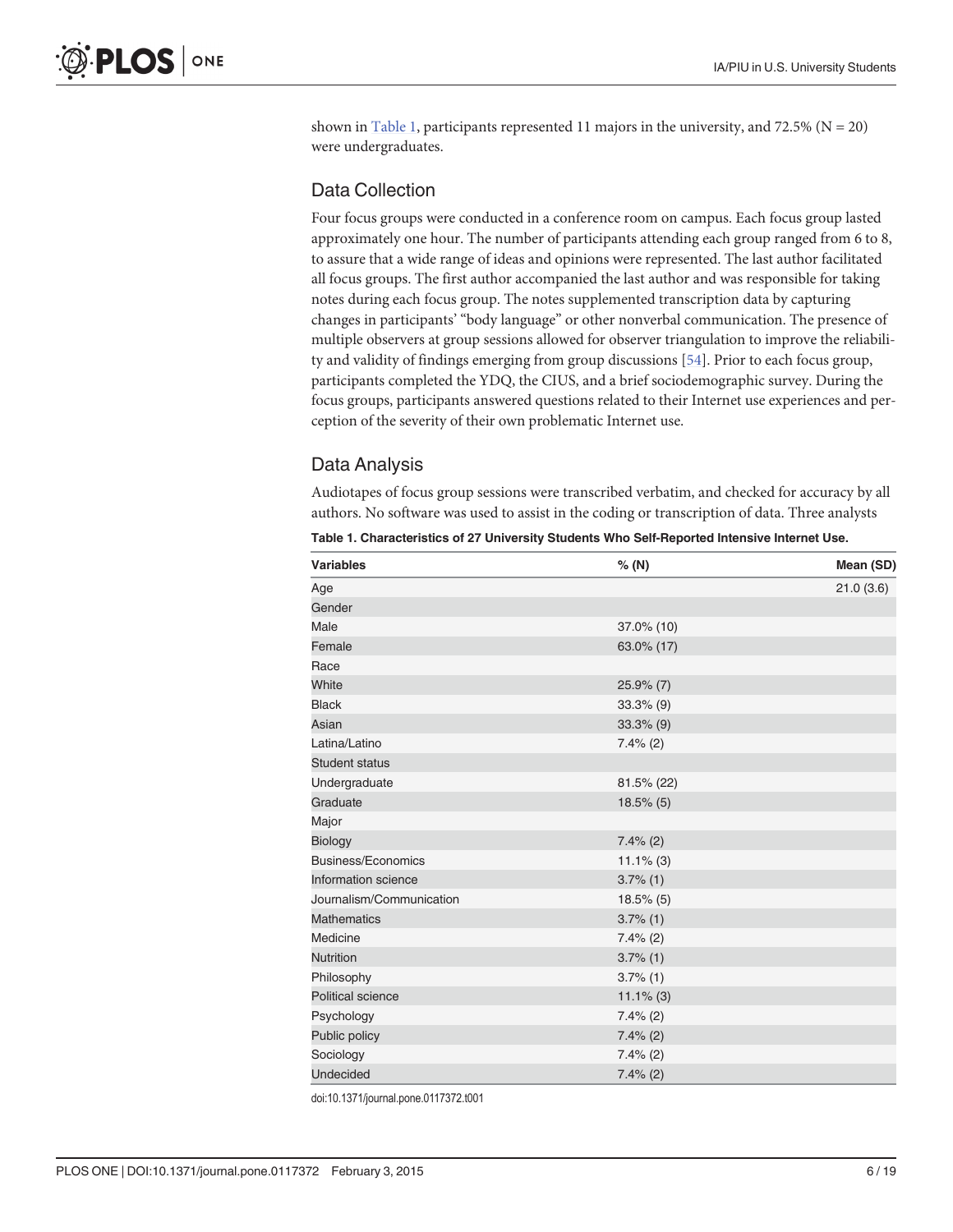shown in Table 1, participants represented 11 majors in the university, and 72.5% (N = 20) were undergraduates.

## Data Collection

Four focus groups were conducted in a conference room on campus. Each focus group lasted approximately one hour. The number of participants attending each group ranged from 6 to 8, to assure that a wide range of ideas and opinions were represented. The last author facilitated all focus groups. The first author accompanied the last author and was responsible for taking notes during each focus group. The notes supplemented transcription data by capturing changes in participants' "body language" or other nonverbal communication. The presence of multiple observers at group sessions allowed for observer triangulation to improve the reliability and validity of findings emerging from group discussions [54]. Prior to each focus group, participants completed the YDQ, the CIUS, and a brief sociodemographic survey. During the focus groups, participants answered questions related to their Internet use experiences and perception of the severity of their own problematic Internet use.

## Data Analysis

Audiotapes of focus group sessions were transcribed verbatim, and checked for accuracy by all authors. No software was used to assist in the coding or transcription of data. Three analysts

**Table 1. Characteristics of 27 University Students Who Self-Reported Intensive Internet Use.**

| Variables | % (N) | Mean (SD) |
|---|---|---|
| Age | | 21.0 (3.6) |
| Gender | | |
| Male | 37.0% (10) | |
| Female | 63.0% (17) | |
| Race | | |
| White | 25.9% (7) | |
| Black | 33.3% (9) | |
| Asian | 33.3% (9) | |
| Latina/Latino | 7.4% (2) | |
| Student status | | |
| Undergraduate | 81.5% (22) | |
| Graduate | 18.5% (5) | |
| Major | | |
| Biology | 7.4% (2) | |
| Business/Economics | 11.1% (3) | |
| Information science | 3.7% (1) | |
| Journalism/Communication | 18.5% (5) | |
| Mathematics | 3.7% (1) | |
| Medicine | 7.4% (2) | |
| Nutrition | 3.7% (1) | |
| Philosophy | 3.7% (1) | |
| Political science | 11.1% (3) | |
| Psychology | 7.4% (2) | |
| Public policy | 7.4% (2) | |
| Sociology | 7.4% (2) | |
| Undecided | 7.4% (2) | |

doi:10.1371/journal.pone.0117372.t001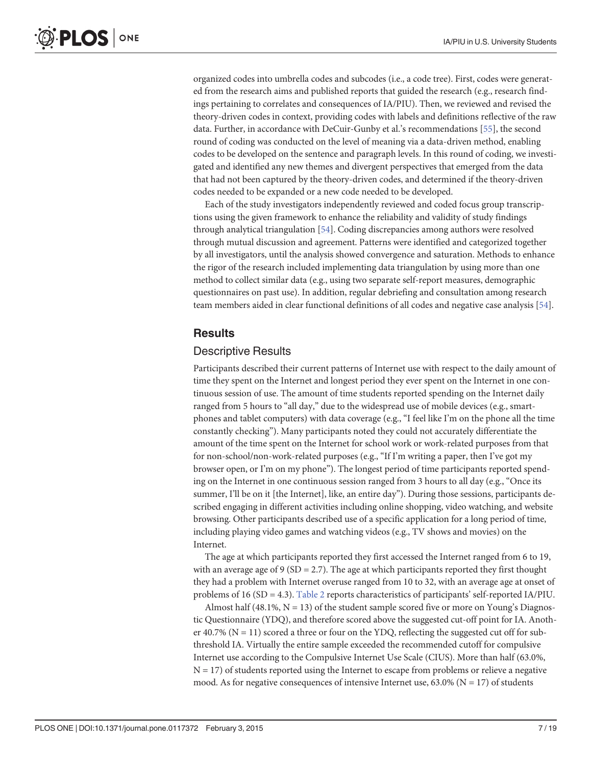organized codes into umbrella codes and subcodes (i.e., a code tree). First, codes were generated from the research aims and published reports that guided the research (e.g., research findings pertaining to correlates and consequences of IA/PIU). Then, we reviewed and revised the theory-driven codes in context, providing codes with labels and definitions reflective of the raw data. Further, in accordance with DeCuir-Gunby et al.'s recommendations [55], the second round of coding was conducted on the level of meaning via a data-driven method, enabling codes to be developed on the sentence and paragraph levels. In this round of coding, we investigated and identified any new themes and divergent perspectives that emerged from the data that had not been captured by the theory-driven codes, and determined if the theory-driven codes needed to be expanded or a new code needed to be developed.

Each of the study investigators independently reviewed and coded focus group transcriptions using the given framework to enhance the reliability and validity of study findings through analytical triangulation [54]. Coding discrepancies among authors were resolved through mutual discussion and agreement. Patterns were identified and categorized together by all investigators, until the analysis showed convergence and saturation. Methods to enhance the rigor of the research included implementing data triangulation by using more than one method to collect similar data (e.g., using two separate self-report measures, demographic questionnaires on past use). In addition, regular debriefing and consultation among research team members aided in clear functional definitions of all codes and negative case analysis [54].

## Results

### Descriptive Results

Participants described their current patterns of Internet use with respect to the daily amount of time they spent on the Internet and longest period they ever spent on the Internet in one continuous session of use. The amount of time students reported spending on the Internet daily ranged from 5 hours to "all day," due to the widespread use of mobile devices (e.g., smartphones and tablet computers) with data coverage (e.g., "I feel like I'm on the phone all the time constantly checking"). Many participants noted they could not accurately differentiate the amount of the time spent on the Internet for school work or work-related purposes from that for non-school/non-work-related purposes (e.g., "If I'm writing a paper, then I've got my browser open, or I'm on my phone"). The longest period of time participants reported spending on the Internet in one continuous session ranged from 3 hours to all day (e.g., "Once its summer, I'll be on it [the Internet], like, an entire day"). During those sessions, participants described engaging in different activities including online shopping, video watching, and website browsing. Other participants described use of a specific application for a long period of time, including playing video games and watching videos (e.g., TV shows and movies) on the Internet.

The age at which participants reported they first accessed the Internet ranged from 6 to 19, with an average age of 9 (SD = 2.7). The age at which participants reported they first thought they had a problem with Internet overuse ranged from 10 to 32, with an average age at onset of problems of 16 (SD = 4.3). Table 2 reports characteristics of participants' self-reported IA/PIU.

Almost half (48.1%, N = 13) of the student sample scored five or more on Young's Diagnostic Questionnaire (YDQ), and therefore scored above the suggested cut-off point for IA. Another 40.7% (N = 11) scored a three or four on the YDQ, reflecting the suggested cut off for subthreshold IA. Virtually the entire sample exceeded the recommended cutoff for compulsive Internet use according to the Compulsive Internet Use Scale (CIUS). More than half (63.0%, N = 17) of students reported using the Internet to escape from problems or relieve a negative mood. As for negative consequences of intensive Internet use, 63.0% (N = 17) of students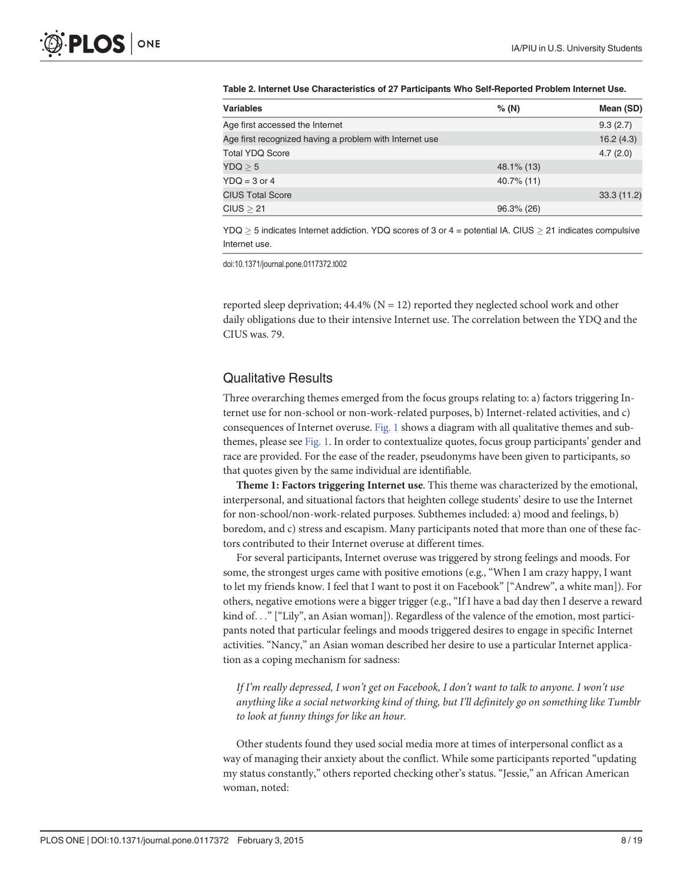**Table 2. Internet Use Characteristics of 27 Participants Who Self-Reported Problem Internet Use.**

| Variables | % (N) | Mean (SD) |
|---|---|---|
| Age first accessed the Internet | | 9.3 (2.7) |
| Age first recognized having a problem with Internet use | | 16.2 (4.3) |
| Total YDQ Score | | 4.7 (2.0) |
| YDQ $\geq$ 5 | 48.1% (13) | |
| YDQ = 3 or 4 | 40.7% (11) | |
| CIUS Total Score | | 33.3 (11.2) |
| CIUS $\geq$ 21 | 96.3% (26) | |

YDQ $\geq$ 5 indicates Internet addiction. YDQ scores of 3 or 4 = potential IA. CIUS $\geq$ 21 indicates compulsive Internet use.

doi:10.1371/journal.pone.0117372.t002

reported sleep deprivation; 44.4% (N = 12) reported they neglected school work and other daily obligations due to their intensive Internet use. The correlation between the YDQ and the CIUS was. 79.

## Qualitative Results

Three overarching themes emerged from the focus groups relating to: a) factors triggering Internet use for non-school or non-work-related purposes, b) Internet-related activities, and c) consequences of Internet overuse. Fig. 1 shows a diagram with all qualitative themes and subthemes, please see Fig. 1. In order to contextualize quotes, focus group participants' gender and race are provided. For the ease of the reader, pseudonyms have been given to participants, so that quotes given by the same individual are identifiable.

**Theme 1: Factors triggering Internet use**. This theme was characterized by the emotional, interpersonal, and situational factors that heighten college students' desire to use the Internet for non-school/non-work-related purposes. Subthemes included: a) mood and feelings, b) boredom, and c) stress and escapism. Many participants noted that more than one of these factors contributed to their Internet overuse at different times.

For several participants, Internet overuse was triggered by strong feelings and moods. For some, the strongest urges came with positive emotions (e.g., "When I am crazy happy, I want to let my friends know. I feel that I want to post it on Facebook" ["Andrew", a white man]). For others, negative emotions were a bigger trigger (e.g., "If I have a bad day then I deserve a reward kind of. . ." ["Lily", an Asian woman]). Regardless of the valence of the emotion, most participants noted that particular feelings and moods triggered desires to engage in specific Internet activities. "Nancy," an Asian woman described her desire to use a particular Internet application as a coping mechanism for sadness:

*If I'm really depressed, I won't get on Facebook, I don't want to talk to anyone. I won't use anything like a social networking kind of thing, but I'll definitely go on something like Tumblr to look at funny things for like an hour.*

Other students found they used social media more at times of interpersonal conflict as a way of managing their anxiety about the conflict. While some participants reported "updating my status constantly," others reported checking other's status. "Jessie," an African American woman, noted: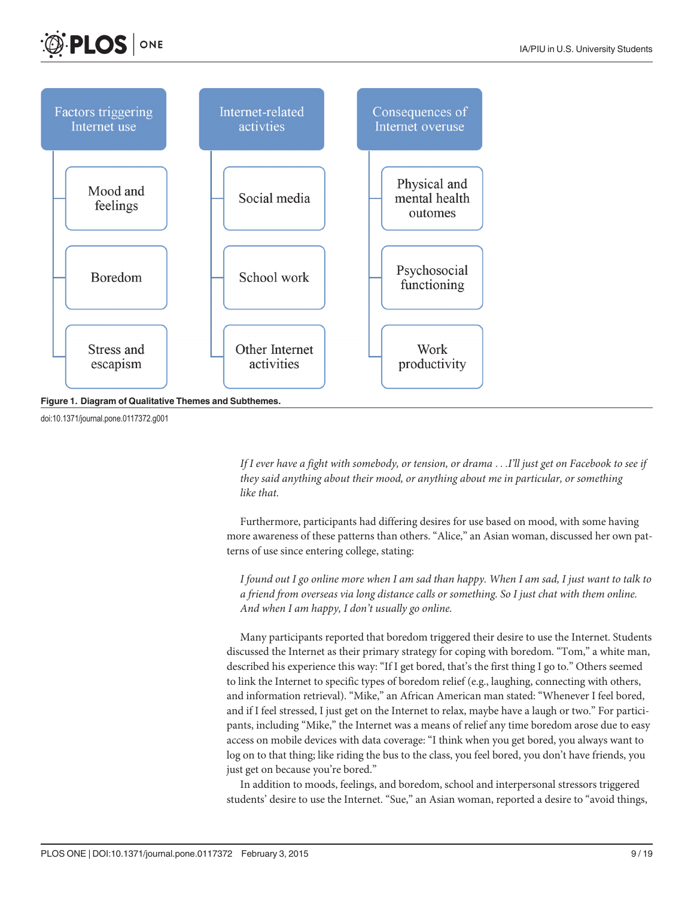**Figure 1. Diagram of Qualitative Themes and Subthemes.**

doi:10.1371/journal.pone.0117372.g001

> *If I ever have a fight with somebody, or tension, or drama . . .I'll just get on Facebook to see if they said anything about their mood, or anything about me in particular, or something like that.*

Furthermore, participants had differing desires for use based on mood, with some having more awareness of these patterns than others. "Alice," an Asian woman, discussed her own patterns of use since entering college, stating:

> *I found out I go online more when I am sad than happy. When I am sad, I just want to talk to a friend from overseas via long distance calls or something. So I just chat with them online. And when I am happy, I don't usually go online.*

Many participants reported that boredom triggered their desire to use the Internet. Students discussed the Internet as their primary strategy for coping with boredom. "Tom," a white man, described his experience this way: "If I get bored, that's the first thing I go to." Others seemed to link the Internet to specific types of boredom relief (e.g., laughing, connecting with others, and information retrieval). "Mike," an African American man stated: "Whenever I feel bored, and if I feel stressed, I just get on the Internet to relax, maybe have a laugh or two." For participants, including "Mike," the Internet was a means of relief any time boredom arose due to easy access on mobile devices with data coverage: "I think when you get bored, you always want to log on to that thing; like riding the bus to the class, you feel bored, you don't have friends, you just get on because you're bored."

In addition to moods, feelings, and boredom, school and interpersonal stressors triggered students' desire to use the Internet. "Sue," an Asian woman, reported a desire to "avoid things,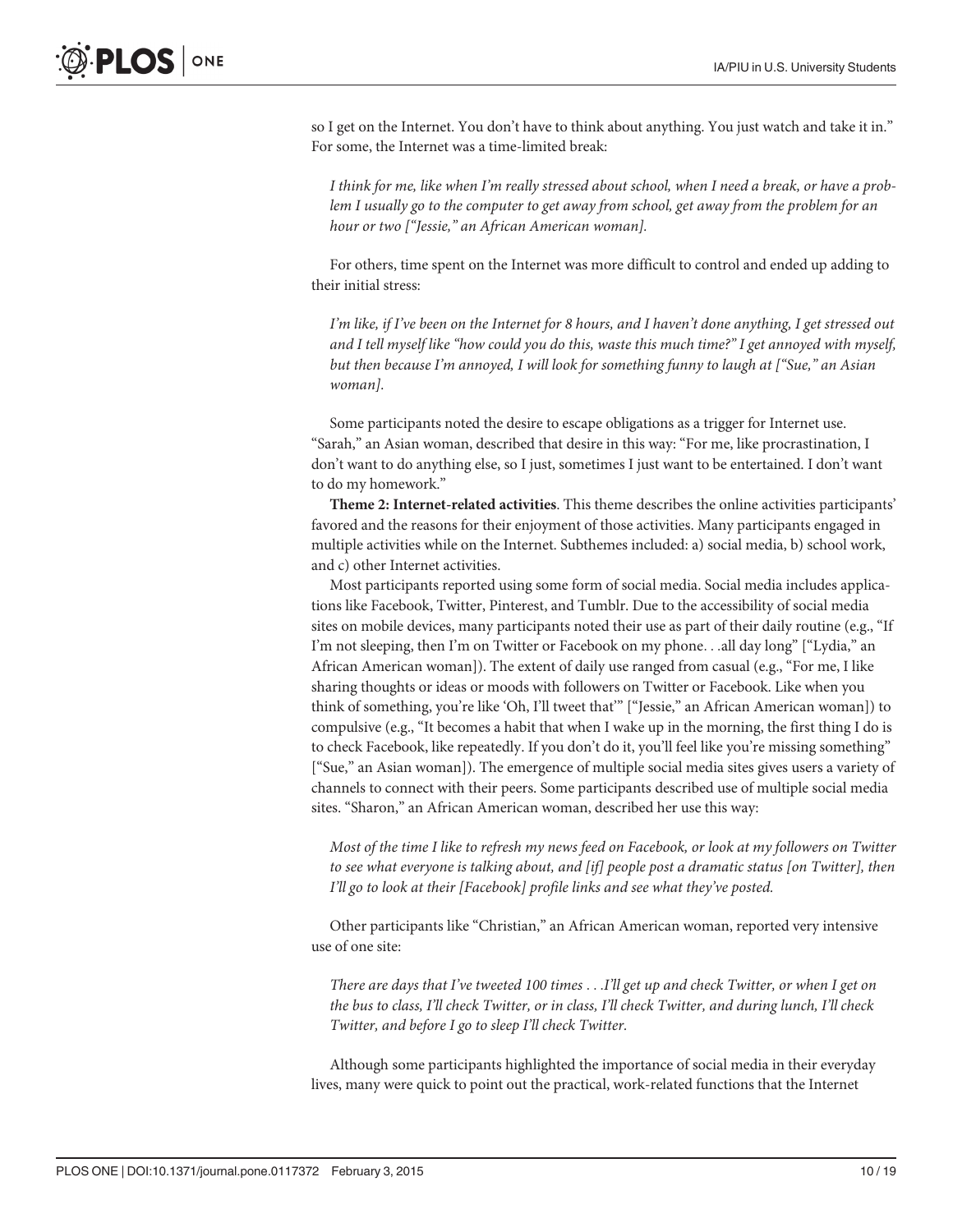so I get on the Internet. You don't have to think about anything. You just watch and take it in." For some, the Internet was a time-limited break:

> *I think for me, like when I'm really stressed about school, when I need a break, or have a problem I usually go to the computer to get away from school, get away from the problem for an hour or two ["Jessie," an African American woman].*

For others, time spent on the Internet was more difficult to control and ended up adding to their initial stress:

> *I'm like, if I've been on the Internet for 8 hours, and I haven't done anything, I get stressed out and I tell myself like "how could you do this, waste this much time?" I get annoyed with myself, but then because I'm annoyed, I will look for something funny to laugh at ["Sue," an Asian woman].*

Some participants noted the desire to escape obligations as a trigger for Internet use. "Sarah," an Asian woman, described that desire in this way: "For me, like procrastination, I don't want to do anything else, so I just, sometimes I just want to be entertained. I don't want to do my homework."

**Theme 2: Internet-related activities**. This theme describes the online activities participants' favored and the reasons for their enjoyment of those activities. Many participants engaged in multiple activities while on the Internet. Subthemes included: a) social media, b) school work, and c) other Internet activities.

Most participants reported using some form of social media. Social media includes applications like Facebook, Twitter, Pinterest, and Tumblr. Due to the accessibility of social media sites on mobile devices, many participants noted their use as part of their daily routine (e.g., "If I'm not sleeping, then I'm on Twitter or Facebook on my phone. . .all day long" ["Lydia," an African American woman]). The extent of daily use ranged from casual (e.g., "For me, I like sharing thoughts or ideas or moods with followers on Twitter or Facebook. Like when you think of something, you're like 'Oh, I'll tweet that'" ["Jessie," an African American woman]) to compulsive (e.g., "It becomes a habit that when I wake up in the morning, the first thing I do is to check Facebook, like repeatedly. If you don't do it, you'll feel like you're missing something" ["Sue," an Asian woman]). The emergence of multiple social media sites gives users a variety of channels to connect with their peers. Some participants described use of multiple social media sites. "Sharon," an African American woman, described her use this way:

> *Most of the time I like to refresh my news feed on Facebook, or look at my followers on Twitter to see what everyone is talking about, and [if] people post a dramatic status [on Twitter], then I'll go to look at their [Facebook] profile links and see what they've posted.*

Other participants like "Christian," an African American woman, reported very intensive use of one site:

> *There are days that I've tweeted 100 times . . .I'll get up and check Twitter, or when I get on the bus to class, I'll check Twitter, or in class, I'll check Twitter, and during lunch, I'll check Twitter, and before I go to sleep I'll check Twitter.*

Although some participants highlighted the importance of social media in their everyday lives, many were quick to point out the practical, work-related functions that the Internet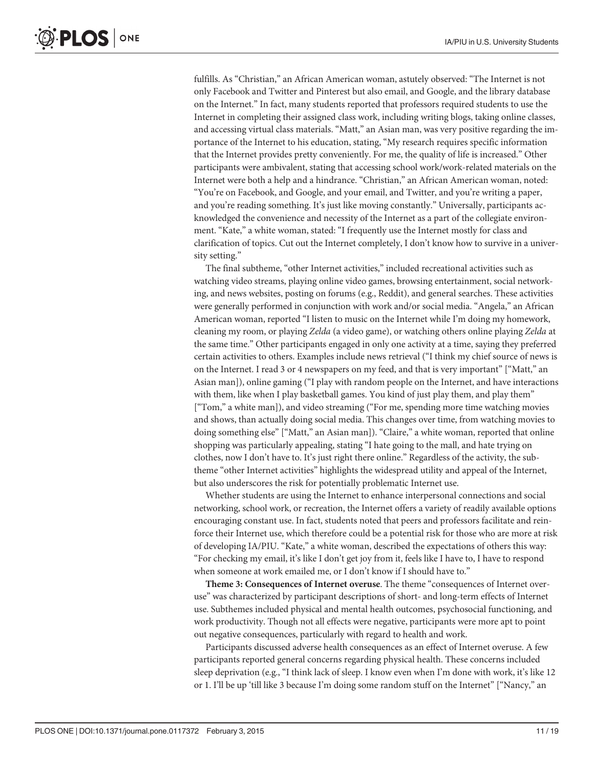fulfills. As "Christian," an African American woman, astutely observed: "The Internet is not only Facebook and Twitter and Pinterest but also email, and Google, and the library database on the Internet." In fact, many students reported that professors required students to use the Internet in completing their assigned class work, including writing blogs, taking online classes, and accessing virtual class materials. "Matt," an Asian man, was very positive regarding the importance of the Internet to his education, stating, "My research requires specific information that the Internet provides pretty conveniently. For me, the quality of life is increased." Other participants were ambivalent, stating that accessing school work/work-related materials on the Internet were both a help and a hindrance. "Christian," an African American woman, noted: "You're on Facebook, and Google, and your email, and Twitter, and you're writing a paper, and you're reading something. It's just like moving constantly." Universally, participants acknowledged the convenience and necessity of the Internet as a part of the collegiate environment. "Kate," a white woman, stated: "I frequently use the Internet mostly for class and clarification of topics. Cut out the Internet completely, I don't know how to survive in a university setting."

The final subtheme, "other Internet activities," included recreational activities such as watching video streams, playing online video games, browsing entertainment, social networking, and news websites, posting on forums (e.g., Reddit), and general searches. These activities were generally performed in conjunction with work and/or social media. "Angela," an African American woman, reported "I listen to music on the Internet while I'm doing my homework, cleaning my room, or playing *Zelda* (a video game), or watching others online playing *Zelda* at the same time." Other participants engaged in only one activity at a time, saying they preferred certain activities to others. Examples include news retrieval ("I think my chief source of news is on the Internet. I read 3 or 4 newspapers on my feed, and that is very important" ["Matt," an Asian man]), online gaming ("I play with random people on the Internet, and have interactions with them, like when I play basketball games. You kind of just play them, and play them" ["Tom," a white man]), and video streaming ("For me, spending more time watching movies and shows, than actually doing social media. This changes over time, from watching movies to doing something else" ["Matt," an Asian man]). "Claire," a white woman, reported that online shopping was particularly appealing, stating "I hate going to the mall, and hate trying on clothes, now I don't have to. It's just right there online." Regardless of the activity, the subtheme "other Internet activities" highlights the widespread utility and appeal of the Internet, but also underscores the risk for potentially problematic Internet use.

Whether students are using the Internet to enhance interpersonal connections and social networking, school work, or recreation, the Internet offers a variety of readily available options encouraging constant use. In fact, students noted that peers and professors facilitate and reinforce their Internet use, which therefore could be a potential risk for those who are more at risk of developing IA/PIU. "Kate," a white woman, described the expectations of others this way: "For checking my email, it's like I don't get joy from it, feels like I have to, I have to respond when someone at work emailed me, or I don't know if I should have to."

**Theme 3: Consequences of Internet overuse**. The theme "consequences of Internet overuse" was characterized by participant descriptions of short- and long-term effects of Internet use. Subthemes included physical and mental health outcomes, psychosocial functioning, and work productivity. Though not all effects were negative, participants were more apt to point out negative consequences, particularly with regard to health and work.

Participants discussed adverse health consequences as an effect of Internet overuse. A few participants reported general concerns regarding physical health. These concerns included sleep deprivation (e.g., "I think lack of sleep. I know even when I'm done with work, it's like 12 or 1. I'll be up 'till like 3 because I'm doing some random stuff on the Internet" ["Nancy," an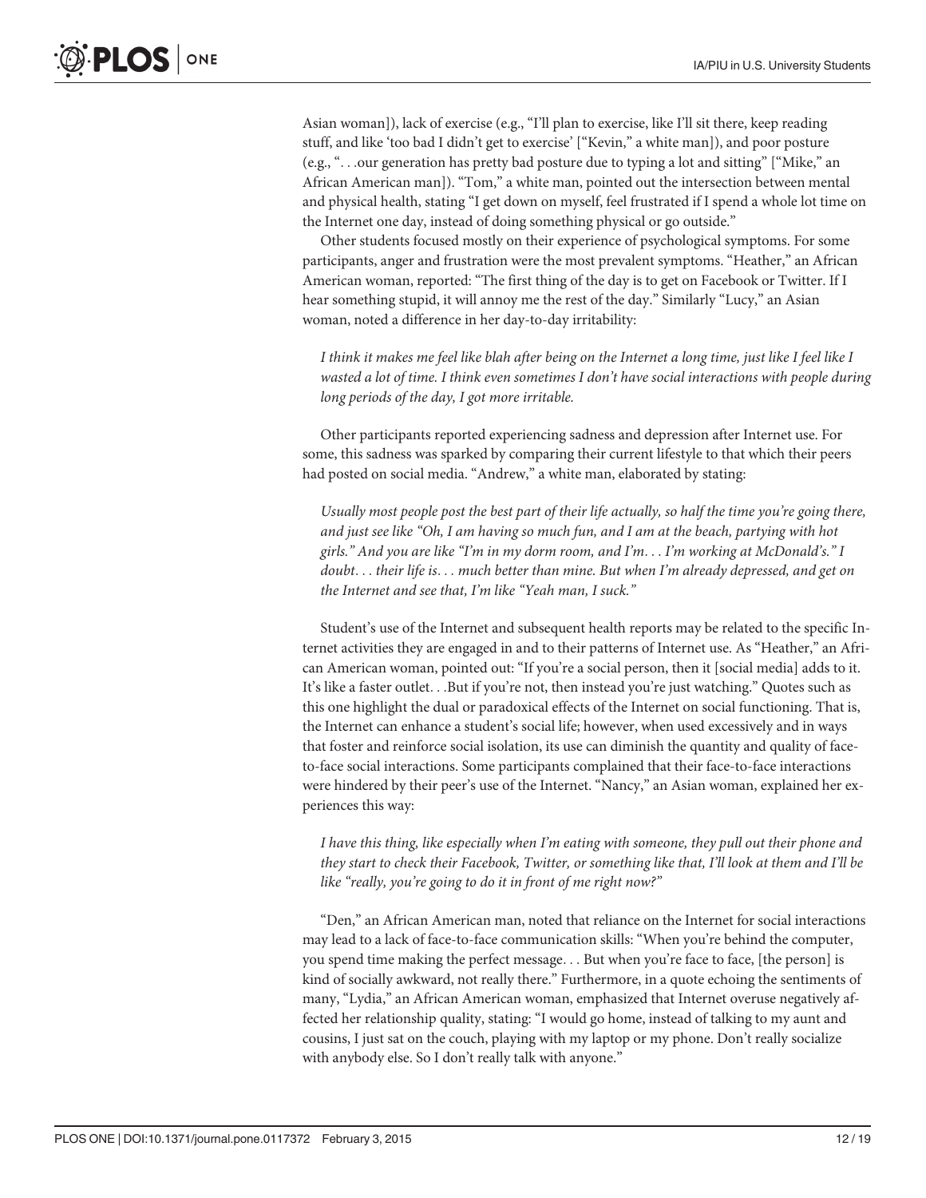Asian woman]), lack of exercise (e.g., "I'll plan to exercise, like I'll sit there, keep reading stuff, and like 'too bad I didn't get to exercise' ["Kevin," a white man]), and poor posture (e.g., ". . .our generation has pretty bad posture due to typing a lot and sitting" ["Mike," an African American man]). "Tom," a white man, pointed out the intersection between mental and physical health, stating "I get down on myself, feel frustrated if I spend a whole lot time on the Internet one day, instead of doing something physical or go outside."

Other students focused mostly on their experience of psychological symptoms. For some participants, anger and frustration were the most prevalent symptoms. "Heather," an African American woman, reported: "The first thing of the day is to get on Facebook or Twitter. If I hear something stupid, it will annoy me the rest of the day." Similarly "Lucy," an Asian woman, noted a difference in her day-to-day irritability:

> *I think it makes me feel like blah after being on the Internet a long time, just like I feel like I wasted a lot of time. I think even sometimes I don't have social interactions with people during long periods of the day, I got more irritable.*

Other participants reported experiencing sadness and depression after Internet use. For some, this sadness was sparked by comparing their current lifestyle to that which their peers had posted on social media. "Andrew," a white man, elaborated by stating:

> *Usually most people post the best part of their life actually, so half the time you're going there, and just see like "Oh, I am having so much fun, and I am at the beach, partying with hot girls." And you are like "I'm in my dorm room, and I'm. . . I'm working at McDonald's." I doubt. . . their life is. . . much better than mine. But when I'm already depressed, and get on the Internet and see that, I'm like "Yeah man, I suck."*

Student's use of the Internet and subsequent health reports may be related to the specific Internet activities they are engaged in and to their patterns of Internet use. As "Heather," an African American woman, pointed out: "If you're a social person, then it [social media] adds to it. It's like a faster outlet. . .But if you're not, then instead you're just watching." Quotes such as this one highlight the dual or paradoxical effects of the Internet on social functioning. That is, the Internet can enhance a student's social life; however, when used excessively and in ways that foster and reinforce social isolation, its use can diminish the quantity and quality of face-to-face social interactions. Some participants complained that their face-to-face interactions were hindered by their peer's use of the Internet. "Nancy," an Asian woman, explained her experiences this way:

> *I have this thing, like especially when I'm eating with someone, they pull out their phone and they start to check their Facebook, Twitter, or something like that, I'll look at them and I'll be like "really, you're going to do it in front of me right now?"*

"Den," an African American man, noted that reliance on the Internet for social interactions may lead to a lack of face-to-face communication skills: "When you're behind the computer, you spend time making the perfect message. . . But when you're face to face, [the person] is kind of socially awkward, not really there." Furthermore, in a quote echoing the sentiments of many, "Lydia," an African American woman, emphasized that Internet overuse negatively affected her relationship quality, stating: "I would go home, instead of talking to my aunt and cousins, I just sat on the couch, playing with my laptop or my phone. Don't really socialize with anybody else. So I don't really talk with anyone."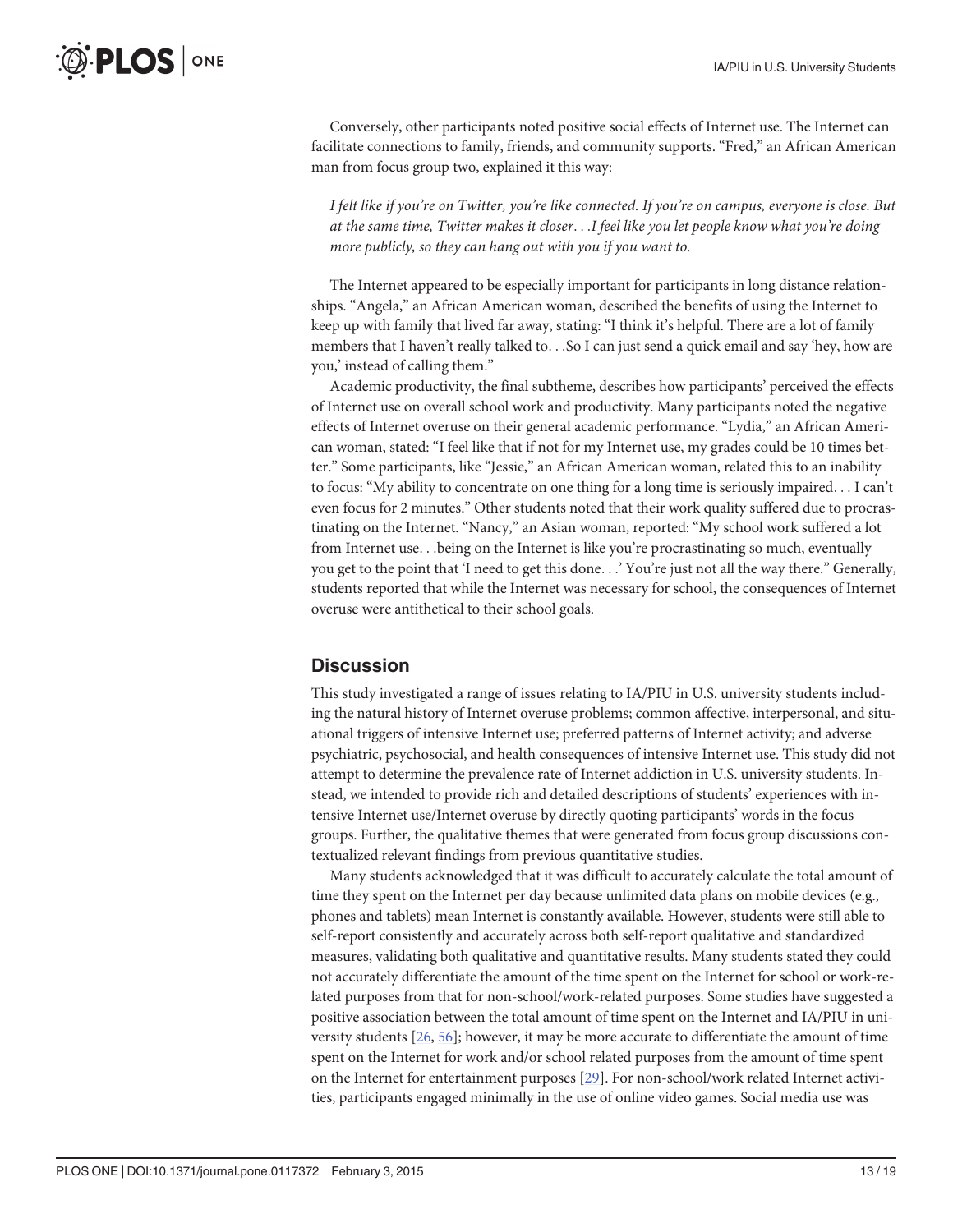Conversely, other participants noted positive social effects of Internet use. The Internet can facilitate connections to family, friends, and community supports. "Fred," an African American man from focus group two, explained it this way:

> *I felt like if you're on Twitter, you're like connected. If you're on campus, everyone is close. But at the same time, Twitter makes it closer. . .I feel like you let people know what you're doing more publicly, so they can hang out with you if you want to.*

The Internet appeared to be especially important for participants in long distance relationships. "Angela," an African American woman, described the benefits of using the Internet to keep up with family that lived far away, stating: "I think it's helpful. There are a lot of family members that I haven't really talked to. . .So I can just send a quick email and say 'hey, how are you,' instead of calling them."

Academic productivity, the final subtheme, describes how participants' perceived the effects of Internet use on overall school work and productivity. Many participants noted the negative effects of Internet overuse on their general academic performance. "Lydia," an African American woman, stated: "I feel like that if not for my Internet use, my grades could be 10 times better." Some participants, like "Jessie," an African American woman, related this to an inability to focus: "My ability to concentrate on one thing for a long time is seriously impaired. . . I can't even focus for 2 minutes." Other students noted that their work quality suffered due to procrastinating on the Internet. "Nancy," an Asian woman, reported: "My school work suffered a lot from Internet use. . .being on the Internet is like you're procrastinating so much, eventually you get to the point that 'I need to get this done. . .' You're just not all the way there." Generally, students reported that while the Internet was necessary for school, the consequences of Internet overuse were antithetical to their school goals.

## Discussion

This study investigated a range of issues relating to IA/PIU in U.S. university students including the natural history of Internet overuse problems; common affective, interpersonal, and situational triggers of intensive Internet use; preferred patterns of Internet activity; and adverse psychiatric, psychosocial, and health consequences of intensive Internet use. This study did not attempt to determine the prevalence rate of Internet addiction in U.S. university students. Instead, we intended to provide rich and detailed descriptions of students' experiences with intensive Internet use/Internet overuse by directly quoting participants' words in the focus groups. Further, the qualitative themes that were generated from focus group discussions contextualized relevant findings from previous quantitative studies.

Many students acknowledged that it was difficult to accurately calculate the total amount of time they spent on the Internet per day because unlimited data plans on mobile devices (e.g., phones and tablets) mean Internet is constantly available. However, students were still able to self-report consistently and accurately across both self-report qualitative and standardized measures, validating both qualitative and quantitative results. Many students stated they could not accurately differentiate the amount of the time spent on the Internet for school or work-related purposes from that for non-school/work-related purposes. Some studies have suggested a positive association between the total amount of time spent on the Internet and IA/PIU in university students [26, 56]; however, it may be more accurate to differentiate the amount of time spent on the Internet for work and/or school related purposes from the amount of time spent on the Internet for entertainment purposes [29]. For non-school/work related Internet activities, participants engaged minimally in the use of online video games. Social media use was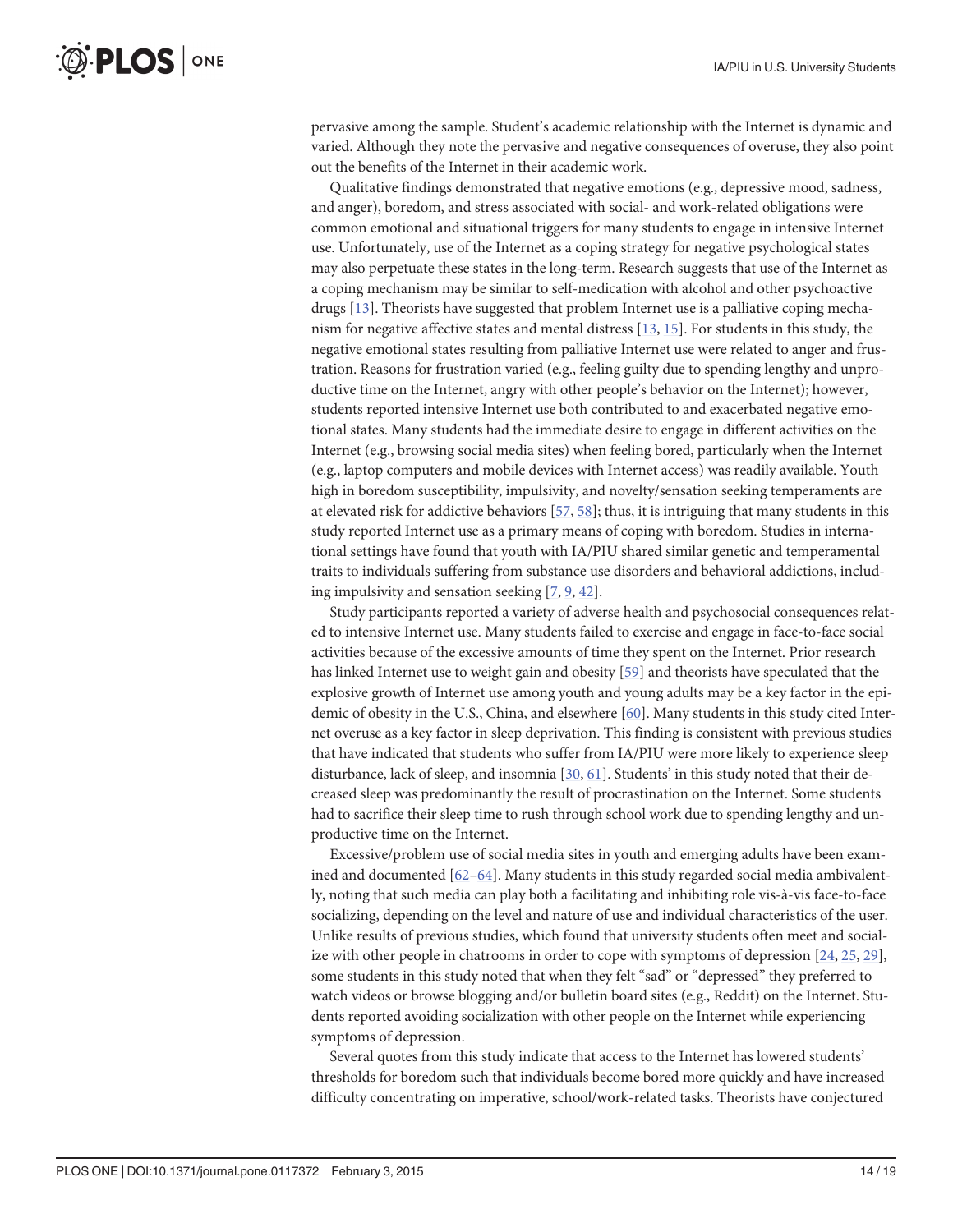pervasive among the sample. Student's academic relationship with the Internet is dynamic and varied. Although they note the pervasive and negative consequences of overuse, they also point out the benefits of the Internet in their academic work.

Qualitative findings demonstrated that negative emotions (e.g., depressive mood, sadness, and anger), boredom, and stress associated with social- and work-related obligations were common emotional and situational triggers for many students to engage in intensive Internet use. Unfortunately, use of the Internet as a coping strategy for negative psychological states may also perpetuate these states in the long-term. Research suggests that use of the Internet as a coping mechanism may be similar to self-medication with alcohol and other psychoactive drugs [13]. Theorists have suggested that problem Internet use is a palliative coping mechanism for negative affective states and mental distress [13, 15]. For students in this study, the negative emotional states resulting from palliative Internet use were related to anger and frustration. Reasons for frustration varied (e.g., feeling guilty due to spending lengthy and unproductive time on the Internet, angry with other people's behavior on the Internet); however, students reported intensive Internet use both contributed to and exacerbated negative emotional states. Many students had the immediate desire to engage in different activities on the Internet (e.g., browsing social media sites) when feeling bored, particularly when the Internet (e.g., laptop computers and mobile devices with Internet access) was readily available. Youth high in boredom susceptibility, impulsivity, and novelty/sensation seeking temperaments are at elevated risk for addictive behaviors [57, 58]; thus, it is intriguing that many students in this study reported Internet use as a primary means of coping with boredom. Studies in international settings have found that youth with IA/PIU shared similar genetic and temperamental traits to individuals suffering from substance use disorders and behavioral addictions, including impulsivity and sensation seeking [7, 9, 42].

Study participants reported a variety of adverse health and psychosocial consequences related to intensive Internet use. Many students failed to exercise and engage in face-to-face social activities because of the excessive amounts of time they spent on the Internet. Prior research has linked Internet use to weight gain and obesity [59] and theorists have speculated that the explosive growth of Internet use among youth and young adults may be a key factor in the epidemic of obesity in the U.S., China, and elsewhere [60]. Many students in this study cited Internet overuse as a key factor in sleep deprivation. This finding is consistent with previous studies that have indicated that students who suffer from IA/PIU were more likely to experience sleep disturbance, lack of sleep, and insomnia [30, 61]. Students' in this study noted that their decreased sleep was predominantly the result of procrastination on the Internet. Some students had to sacrifice their sleep time to rush through school work due to spending lengthy and unproductive time on the Internet.

Excessive/problem use of social media sites in youth and emerging adults have been examined and documented [62–64]. Many students in this study regarded social media ambivalently, noting that such media can play both a facilitating and inhibiting role vis-à-vis face-to-face socializing, depending on the level and nature of use and individual characteristics of the user. Unlike results of previous studies, which found that university students often meet and socialize with other people in chatrooms in order to cope with symptoms of depression [24, 25, 29], some students in this study noted that when they felt "sad" or "depressed" they preferred to watch videos or browse blogging and/or bulletin board sites (e.g., Reddit) on the Internet. Students reported avoiding socialization with other people on the Internet while experiencing symptoms of depression.

Several quotes from this study indicate that access to the Internet has lowered students' thresholds for boredom such that individuals become bored more quickly and have increased difficulty concentrating on imperative, school/work-related tasks. Theorists have conjectured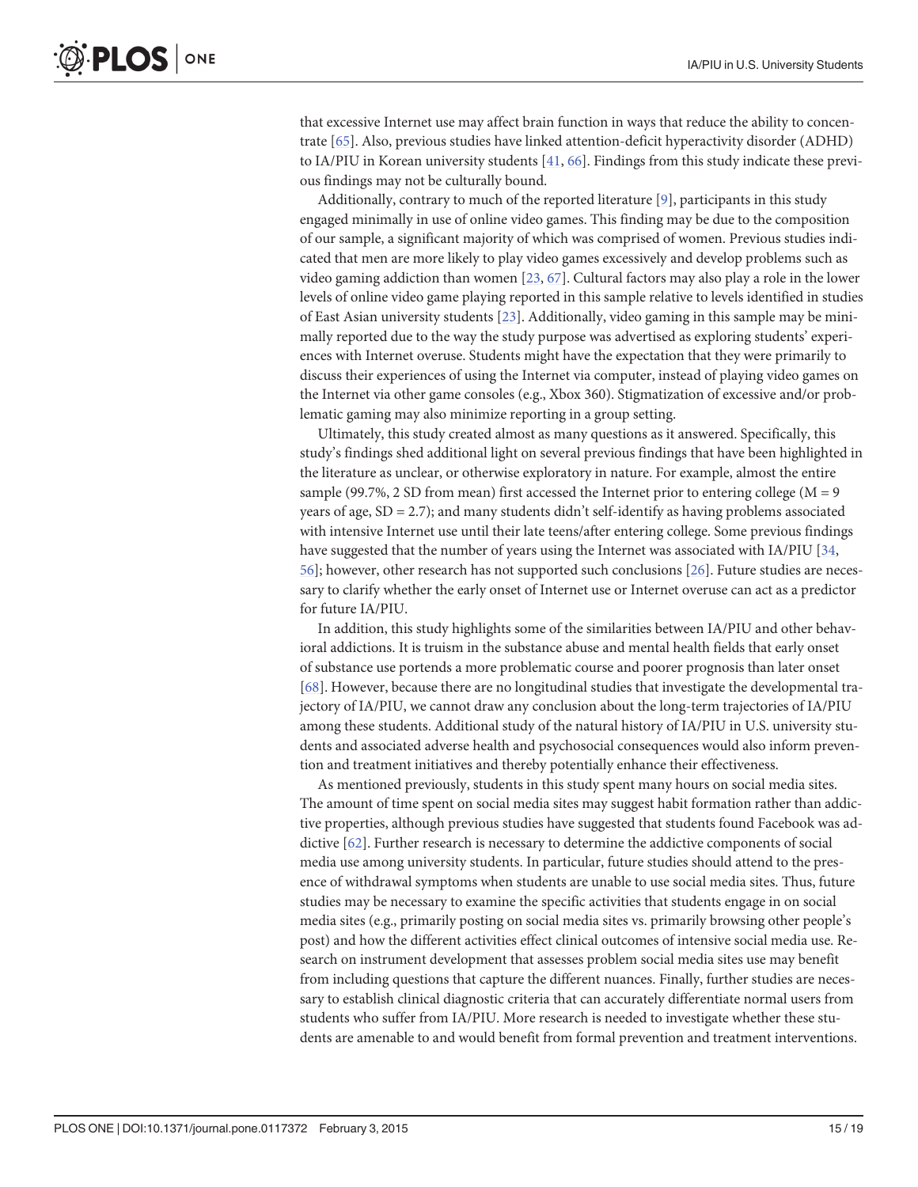that excessive Internet use may affect brain function in ways that reduce the ability to concentrate [65]. Also, previous studies have linked attention-deficit hyperactivity disorder (ADHD) to IA/PIU in Korean university students [41, 66]. Findings from this study indicate these previous findings may not be culturally bound.

Additionally, contrary to much of the reported literature [9], participants in this study engaged minimally in use of online video games. This finding may be due to the composition of our sample, a significant majority of which was comprised of women. Previous studies indicated that men are more likely to play video games excessively and develop problems such as video gaming addiction than women [23, 67]. Cultural factors may also play a role in the lower levels of online video game playing reported in this sample relative to levels identified in studies of East Asian university students [23]. Additionally, video gaming in this sample may be minimally reported due to the way the study purpose was advertised as exploring students' experiences with Internet overuse. Students might have the expectation that they were primarily to discuss their experiences of using the Internet via computer, instead of playing video games on the Internet via other game consoles (e.g., Xbox 360). Stigmatization of excessive and/or problematic gaming may also minimize reporting in a group setting.

Ultimately, this study created almost as many questions as it answered. Specifically, this study's findings shed additional light on several previous findings that have been highlighted in the literature as unclear, or otherwise exploratory in nature. For example, almost the entire sample (99.7%, 2 SD from mean) first accessed the Internet prior to entering college ($M = 9$ years of age, $SD = 2.7$); and many students didn't self-identify as having problems associated with intensive Internet use until their late teens/after entering college. Some previous findings have suggested that the number of years using the Internet was associated with IA/PIU [34, 56]; however, other research has not supported such conclusions [26]. Future studies are necessary to clarify whether the early onset of Internet use or Internet overuse can act as a predictor for future IA/PIU.

In addition, this study highlights some of the similarities between IA/PIU and other behavioral addictions. It is truism in the substance abuse and mental health fields that early onset of substance use portends a more problematic course and poorer prognosis than later onset [68]. However, because there are no longitudinal studies that investigate the developmental trajectory of IA/PIU, we cannot draw any conclusion about the long-term trajectories of IA/PIU among these students. Additional study of the natural history of IA/PIU in U.S. university students and associated adverse health and psychosocial consequences would also inform prevention and treatment initiatives and thereby potentially enhance their effectiveness.

As mentioned previously, students in this study spent many hours on social media sites. The amount of time spent on social media sites may suggest habit formation rather than addictive properties, although previous studies have suggested that students found Facebook was addictive [62]. Further research is necessary to determine the addictive components of social media use among university students. In particular, future studies should attend to the presence of withdrawal symptoms when students are unable to use social media sites. Thus, future studies may be necessary to examine the specific activities that students engage in on social media sites (e.g., primarily posting on social media sites vs. primarily browsing other people's post) and how the different activities effect clinical outcomes of intensive social media use. Research on instrument development that assesses problem social media sites use may benefit from including questions that capture the different nuances. Finally, further studies are necessary to establish clinical diagnostic criteria that can accurately differentiate normal users from students who suffer from IA/PIU. More research is needed to investigate whether these students are amenable to and would benefit from formal prevention and treatment interventions.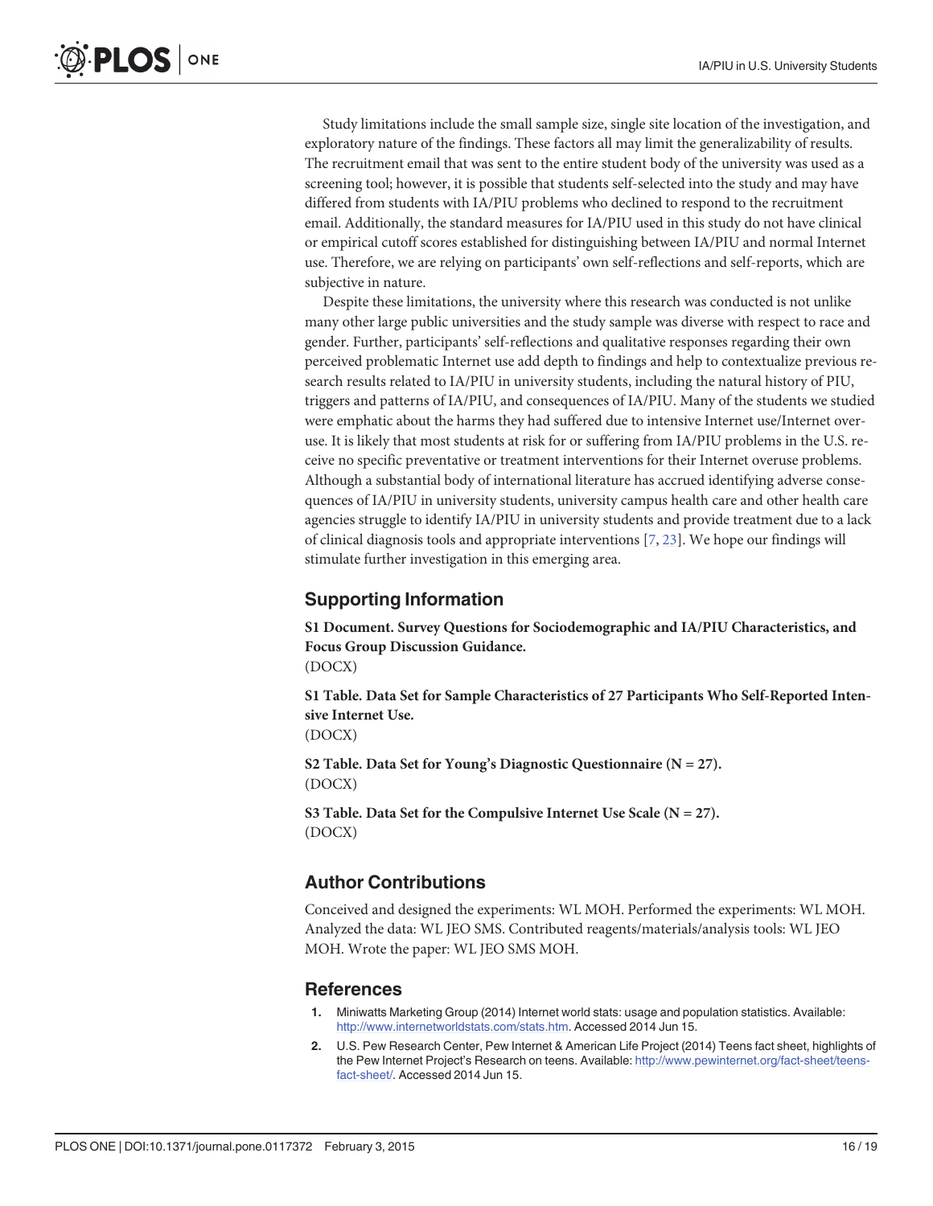Study limitations include the small sample size, single site location of the investigation, and exploratory nature of the findings. These factors all may limit the generalizability of results. The recruitment email that was sent to the entire student body of the university was used as a screening tool; however, it is possible that students self-selected into the study and may have differed from students with IA/PIU problems who declined to respond to the recruitment email. Additionally, the standard measures for IA/PIU used in this study do not have clinical or empirical cutoff scores established for distinguishing between IA/PIU and normal Internet use. Therefore, we are relying on participants' own self-reflections and self-reports, which are subjective in nature.

Despite these limitations, the university where this research was conducted is not unlike many other large public universities and the study sample was diverse with respect to race and gender. Further, participants' self-reflections and qualitative responses regarding their own perceived problematic Internet use add depth to findings and help to contextualize previous research results related to IA/PIU in university students, including the natural history of PIU, triggers and patterns of IA/PIU, and consequences of IA/PIU. Many of the students we studied were emphatic about the harms they had suffered due to intensive Internet use/Internet overuse. It is likely that most students at risk for or suffering from IA/PIU problems in the U.S. receive no specific preventative or treatment interventions for their Internet overuse problems. Although a substantial body of international literature has accrued identifying adverse consequences of IA/PIU in university students, university campus health care and other health care agencies struggle to identify IA/PIU in university students and provide treatment due to a lack of clinical diagnosis tools and appropriate interventions [7, 23]. We hope our findings will stimulate further investigation in this emerging area.

## Supporting Information

**S1 Document. Survey Questions for Sociodemographic and IA/PIU Characteristics, and Focus Group Discussion Guidance.**
(DOCX)

**S1 Table. Data Set for Sample Characteristics of 27 Participants Who Self-Reported Intensive Internet Use.**
(DOCX)

**S2 Table. Data Set for Young's Diagnostic Questionnaire (N = 27).**
(DOCX)

**S3 Table. Data Set for the Compulsive Internet Use Scale (N = 27).**
(DOCX)

## Author Contributions

Conceived and designed the experiments: WL MOH. Performed the experiments: WL MOH. Analyzed the data: WL JEO SMS. Contributed reagents/materials/analysis tools: WL JEO MOH. Wrote the paper: WL JEO SMS MOH.

## References

1. Miniwatts Marketing Group (2014) Internet world stats: usage and population statistics. Available: http://www.internetworldstats.com/stats.htm. Accessed 2014 Jun 15.
2. U.S. Pew Research Center, Pew Internet & American Life Project (2014) Teens fact sheet, highlights of the Pew Internet Project's Research on teens. Available: http://www.pewinternet.org/fact-sheet/teens-fact-sheet/. Accessed 2014 Jun 15.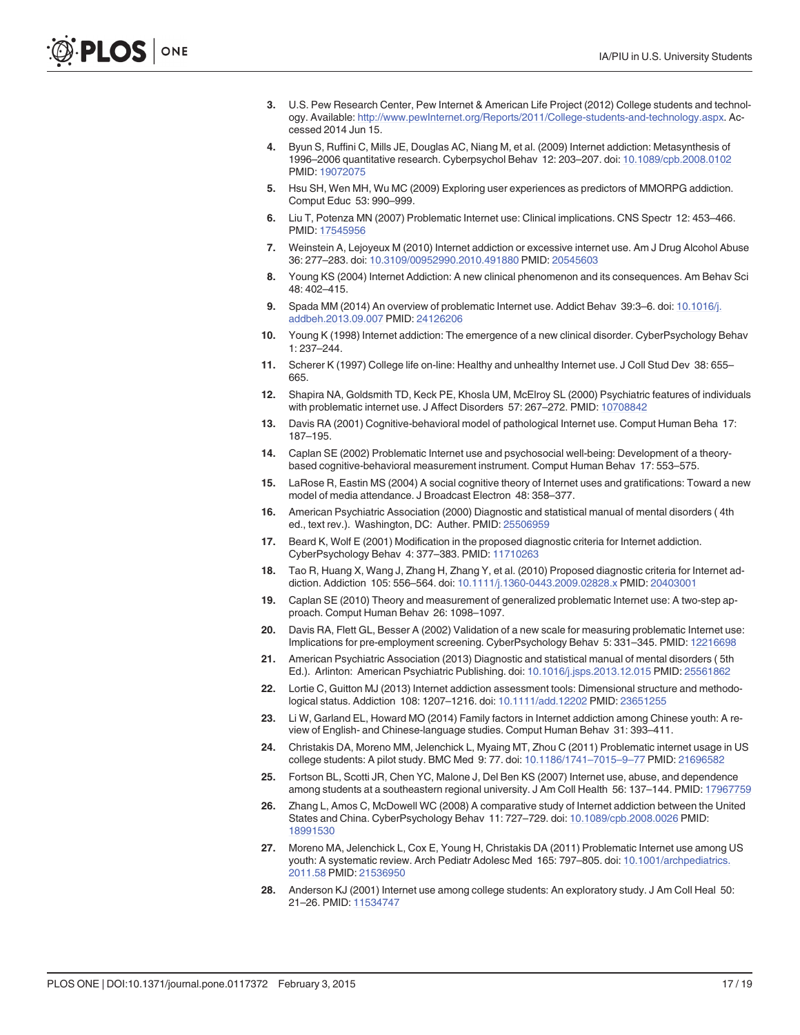3. U.S. Pew Research Center, Pew Internet & American Life Project (2012) College students and technology. Available: http://www.pewInternet.org/Reports/2011/College-students-and-technology.aspx. Accessed 2014 Jun 15.
4. Byun S, Ruffini C, Mills JE, Douglas AC, Niang M, et al. (2009) Internet addiction: Metasynthesis of 1996–2006 quantitative research. Cyberpsychol Behav 12: 203–207. doi: 10.1089/cpb.2008.0102 PMID: 19072075
5. Hsu SH, Wen MH, Wu MC (2009) Exploring user experiences as predictors of MMORPG addiction. Comput Educ 53: 990–999.
6. Liu T, Potenza MN (2007) Problematic Internet use: Clinical implications. CNS Spectr 12: 453–466. PMID: 17545956
7. Weinstein A, Lejoyeux M (2010) Internet addiction or excessive internet use. Am J Drug Alcohol Abuse 36: 277–283. doi: 10.3109/00952990.2010.491880 PMID: 20545603
8. Young KS (2004) Internet Addiction: A new clinical phenomenon and its consequences. Am Behav Sci 48: 402–415.
9. Spada MM (2014) An overview of problematic Internet use. Addict Behav 39:3–6. doi: 10.1016/j.addbeh.2013.09.007 PMID: 24126206
10. Young K (1998) Internet addiction: The emergence of a new clinical disorder. CyberPsychology Behav 1: 237–244.
11. Scherer K (1997) College life on-line: Healthy and unhealthy Internet use. J Coll Stud Dev 38: 655–665.
12. Shapira NA, Goldsmith TD, Keck PE, Khosla UM, McElroy SL (2000) Psychiatric features of individuals with problematic internet use. J Affect Disorders 57: 267–272. PMID: 10708842
13. Davis RA (2001) Cognitive-behavioral model of pathological Internet use. Comput Human Beha 17: 187–195.
14. Caplan SE (2002) Problematic Internet use and psychosocial well-being: Development of a theory-based cognitive-behavioral measurement instrument. Comput Human Behav 17: 553–575.
15. LaRose R, Eastin MS (2004) A social cognitive theory of Internet uses and gratifications: Toward a new model of media attendance. J Broadcast Electron 48: 358–377.
16. American Psychiatric Association (2000) Diagnostic and statistical manual of mental disorders ( 4th ed., text rev.). Washington, DC: Auther. PMID: 25506959
17. Beard K, Wolf E (2001) Modification in the proposed diagnostic criteria for Internet addiction. CyberPsychology Behav 4: 377–383. PMID: 11710263
18. Tao R, Huang X, Wang J, Zhang H, Zhang Y, et al. (2010) Proposed diagnostic criteria for Internet addiction. Addiction 105: 556–564. doi: 10.1111/j.1360-0443.2009.02828.x PMID: 20403001
19. Caplan SE (2010) Theory and measurement of generalized problematic Internet use: A two-step approach. Comput Human Behav 26: 1098–1097.
20. Davis RA, Flett GL, Besser A (2002) Validation of a new scale for measuring problematic Internet use: Implications for pre-employment screening. CyberPsychology Behav 5: 331–345. PMID: 12216698
21. American Psychiatric Association (2013) Diagnostic and statistical manual of mental disorders ( 5th Ed.). Arlinton: American Psychiatric Publishing. doi: 10.1016/j.jsps.2013.12.015 PMID: 25561862
22. Lortie C, Guitton MJ (2013) Internet addiction assessment tools: Dimensional structure and methodological status. Addiction 108: 1207–1216. doi: 10.1111/add.12202 PMID: 23651255
23. Li W, Garland EL, Howard MO (2014) Family factors in Internet addiction among Chinese youth: A review of English- and Chinese-language studies. Comput Human Behav 31: 393–411.
24. Christakis DA, Moreno MM, Jelenchick L, Myaing MT, Zhou C (2011) Problematic internet usage in US college students: A pilot study. BMC Med 9: 77. doi: 10.1186/1741–7015–9–77 PMID: 21696582
25. Fortson BL, Scotti JR, Chen YC, Malone J, Del Ben KS (2007) Internet use, abuse, and dependence among students at a southeastern regional university. J Am Coll Health 56: 137–144. PMID: 17967759
26. Zhang L, Amos C, McDowell WC (2008) A comparative study of Internet addiction between the United States and China. CyberPsychology Behav 11: 727–729. doi: 10.1089/cpb.2008.0026 PMID: 18991530
27. Moreno MA, Jelenchick L, Cox E, Young H, Christakis DA (2011) Problematic Internet use among US youth: A systematic review. Arch Pediatr Adolesc Med 165: 797–805. doi: 10.1001/archpediatrics.2011.58 PMID: 21536950
28. Anderson KJ (2001) Internet use among college students: An exploratory study. J Am Coll Heal 50: 21–26. PMID: 11534747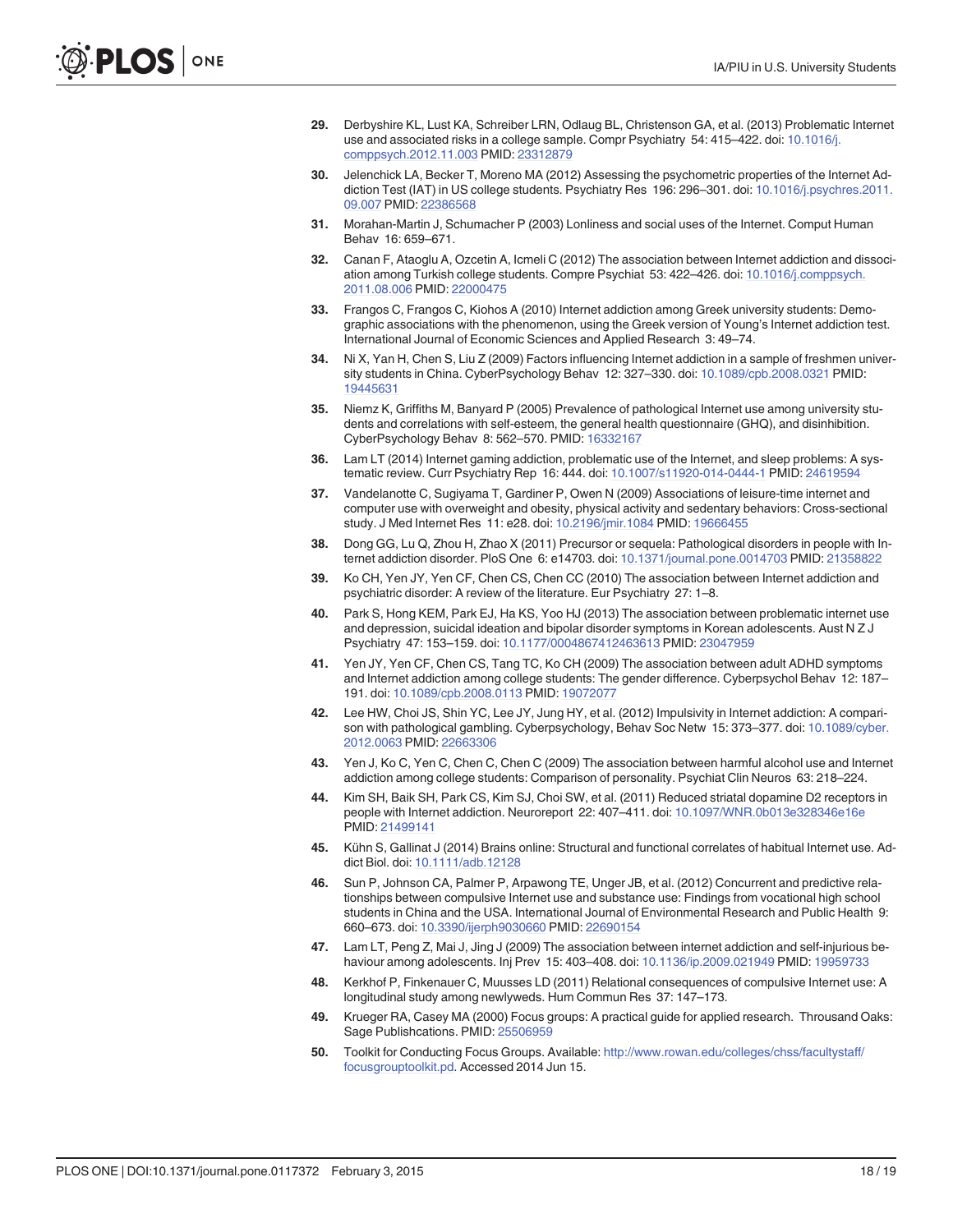29. Derbyshire KL, Lust KA, Schreiber LRN, Odlaug BL, Christenson GA, et al. (2013) Problematic Internet use and associated risks in a college sample. Compr Psychiatry 54: 415–422. doi: 10.1016/j.comppsych.2012.11.003 PMID: 23312879

30. Jelenchick LA, Becker T, Moreno MA (2012) Assessing the psychometric properties of the Internet Addiction Test (IAT) in US college students. Psychiatry Res 196: 296–301. doi: 10.1016/j.psychres.2011.09.007 PMID: 22386568

31. Morahan-Martin J, Schumacher P (2003) Lonliness and social uses of the Internet. Comput Human Behav 16: 659–671.

32. Canan F, Ataoglu A, Ozcetin A, Icmeli C (2012) The association between Internet addiction and dissociation among Turkish college students. Compre Psychiat 53: 422–426. doi: 10.1016/j.comppsych.2011.08.006 PMID: 22000475

33. Frangos C, Frangos C, Kiohos A (2010) Internet addiction among Greek university students: Demographic associations with the phenomenon, using the Greek version of Young's Internet addiction test. International Journal of Economic Sciences and Applied Research 3: 49–74.

34. Ni X, Yan H, Chen S, Liu Z (2009) Factors influencing Internet addiction in a sample of freshmen university students in China. CyberPsychology Behav 12: 327–330. doi: 10.1089/cpb.2008.0321 PMID: 19445631

35. Niemz K, Griffiths M, Banyard P (2005) Prevalence of pathological Internet use among university students and correlations with self-esteem, the general health questionnaire (GHQ), and disinhibition. CyberPsychology Behav 8: 562–570. PMID: 16332167

36. Lam LT (2014) Internet gaming addiction, problematic use of the Internet, and sleep problems: A systematic review. Curr Psychiatry Rep 16: 444. doi: 10.1007/s11920-014-0444-1 PMID: 24619594

37. Vandelanotte C, Sugiyama T, Gardiner P, Owen N (2009) Associations of leisure-time internet and computer use with overweight and obesity, physical activity and sedentary behaviors: Cross-sectional study. J Med Internet Res 11: e28. doi: 10.2196/jmir.1084 PMID: 19666455

38. Dong GG, Lu Q, Zhou H, Zhao X (2011) Precursor or sequela: Pathological disorders in people with Internet addiction disorder. PloS One 6: e14703. doi: 10.1371/journal.pone.0014703 PMID: 21358822

39. Ko CH, Yen JY, Yen CF, Chen CS, Chen CC (2010) The association between Internet addiction and psychiatric disorder: A review of the literature. Eur Psychiatry 27: 1–8.

40. Park S, Hong KEM, Park EJ, Ha KS, Yoo HJ (2013) The association between problematic internet use and depression, suicidal ideation and bipolar disorder symptoms in Korean adolescents. Aust N Z J Psychiatry 47: 153–159. doi: 10.1177/0004867412463613 PMID: 23047959

41. Yen JY, Yen CF, Chen CS, Tang TC, Ko CH (2009) The association between adult ADHD symptoms and Internet addiction among college students: The gender difference. Cyberpsychol Behav 12: 187–191. doi: 10.1089/cpb.2008.0113 PMID: 19072077

42. Lee HW, Choi JS, Shin YC, Lee JY, Jung HY, et al. (2012) Impulsivity in Internet addiction: A comparison with pathological gambling. Cyberpsychology, Behav Soc Netw 15: 373–377. doi: 10.1089/cyber.2012.0063 PMID: 22663306

43. Yen J, Ko C, Yen C, Chen C, Chen C (2009) The association between harmful alcohol use and Internet addiction among college students: Comparison of personality. Psychiat Clin Neuros 63: 218–224.

44. Kim SH, Baik SH, Park CS, Kim SJ, Choi SW, et al. (2011) Reduced striatal dopamine D2 receptors in people with Internet addiction. Neuroreport 22: 407–411. doi: 10.1097/WNR.0b013e328346e16e PMID: 21499141

45. Kühn S, Gallinat J (2014) Brains online: Structural and functional correlates of habitual Internet use. Addict Biol. doi: 10.1111/adb.12128

46. Sun P, Johnson CA, Palmer P, Arpawong TE, Unger JB, et al. (2012) Concurrent and predictive relationships between compulsive Internet use and substance use: Findings from vocational high school students in China and the USA. International Journal of Environmental Research and Public Health 9: 660–673. doi: 10.3390/ijerph9030660 PMID: 22690154

47. Lam LT, Peng Z, Mai J, Jing J (2009) The association between internet addiction and self-injurious behaviour among adolescents. Inj Prev 15: 403–408. doi: 10.1136/ip.2009.021949 PMID: 19959733

48. Kerkhof P, Finkenauer C, Muusses LD (2011) Relational consequences of compulsive Internet use: A longitudinal study among newlyweds. Hum Commun Res 37: 147–173.

49. Krueger RA, Casey MA (2000) Focus groups: A practical guide for applied research. Throusand Oaks: Sage Publishcations. PMID: 25506959

50. Toolkit for Conducting Focus Groups. Available: http://www.rowan.edu/colleges/chss/facultystaff/focusgrouptoolkit.pd. Accessed 2014 Jun 15.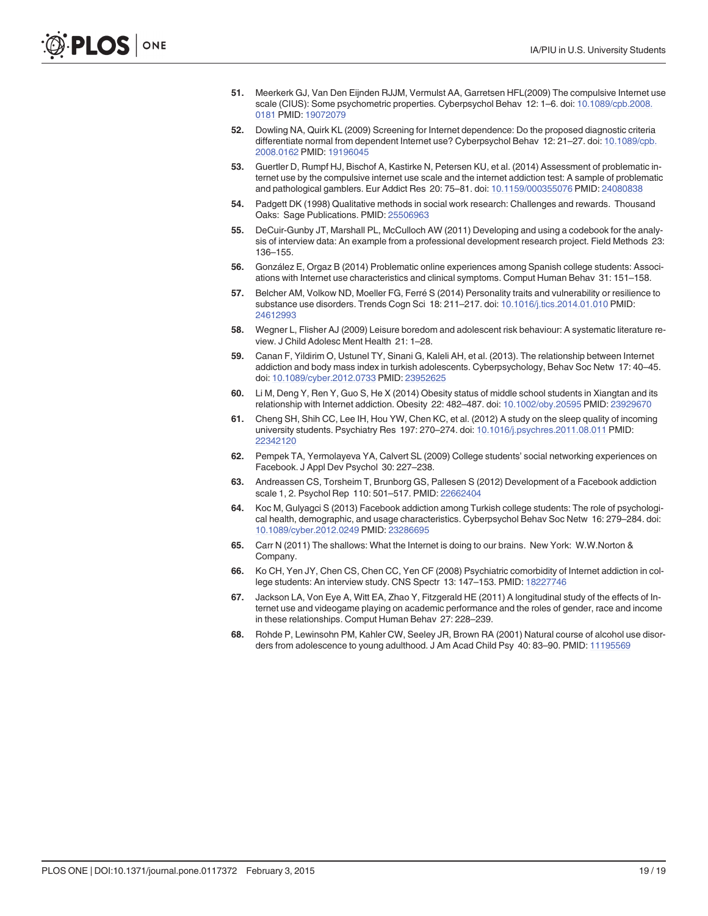51. Meerkerk GJ, Van Den Eijnden RJJM, Vermulst AA, Garretsen HFL(2009) The compulsive Internet use scale (CIUS): Some psychometric properties. Cyberpsychol Behav 12: 1–6. doi: 10.1089/cpb.2008.0181 PMID: 19072079

52. Dowling NA, Quirk KL (2009) Screening for Internet dependence: Do the proposed diagnostic criteria differentiate normal from dependent Internet use? Cyberpsychol Behav 12: 21–27. doi: 10.1089/cpb.2008.0162 PMID: 19196045

53. Guertler D, Rumpf HJ, Bischof A, Kastirke N, Petersen KU, et al. (2014) Assessment of problematic internet use by the compulsive internet use scale and the internet addiction test: A sample of problematic and pathological gamblers. Eur Addict Res 20: 75–81. doi: 10.1159/000355076 PMID: 24080838

54. Padgett DK (1998) Qualitative methods in social work research: Challenges and rewards. Thousand Oaks: Sage Publications. PMID: 25506963

55. DeCuir-Gunby JT, Marshall PL, McCulloch AW (2011) Developing and using a codebook for the analysis of interview data: An example from a professional development research project. Field Methods 23: 136–155.

56. González E, Orgaz B (2014) Problematic online experiences among Spanish college students: Associations with Internet use characteristics and clinical symptoms. Comput Human Behav 31: 151–158.

57. Belcher AM, Volkow ND, Moeller FG, Ferré S (2014) Personality traits and vulnerability or resilience to substance use disorders. Trends Cogn Sci 18: 211–217. doi: 10.1016/j.tics.2014.01.010 PMID: 24612993

58. Wegner L, Flisher AJ (2009) Leisure boredom and adolescent risk behaviour: A systematic literature review. J Child Adolesc Ment Health 21: 1–28.

59. Canan F, Yildirim O, Ustunel TY, Sinani G, Kaleli AH, et al. (2013). The relationship between Internet addiction and body mass index in turkish adolescents. Cyberpsychology, Behav Soc Netw 17: 40–45. doi: 10.1089/cyber.2012.0733 PMID: 23952625

60. Li M, Deng Y, Ren Y, Guo S, He X (2014) Obesity status of middle school students in Xiangtan and its relationship with Internet addiction. Obesity 22: 482–487. doi: 10.1002/oby.20595 PMID: 23929670

61. Cheng SH, Shih CC, Lee IH, Hou YW, Chen KC, et al. (2012) A study on the sleep quality of incoming university students. Psychiatry Res 197: 270–274. doi: 10.1016/j.psychres.2011.08.011 PMID: 22342120

62. Pempek TA, Yermolayeva YA, Calvert SL (2009) College students' social networking experiences on Facebook. J Appl Dev Psychol 30: 227–238.

63. Andreassen CS, Torsheim T, Brunborg GS, Pallesen S (2012) Development of a Facebook addiction scale 1, 2. Psychol Rep 110: 501–517. PMID: 22662404

64. Koc M, Gulyagci S (2013) Facebook addiction among Turkish college students: The role of psychological health, demographic, and usage characteristics. Cyberpsychol Behav Soc Netw 16: 279–284. doi: 10.1089/cyber.2012.0249 PMID: 23286695

65. Carr N (2011) The shallows: What the Internet is doing to our brains. New York: W.W.Norton & Company.

66. Ko CH, Yen JY, Chen CS, Chen CC, Yen CF (2008) Psychiatric comorbidity of Internet addiction in college students: An interview study. CNS Spectr 13: 147–153. PMID: 18227746

67. Jackson LA, Von Eye A, Witt EA, Zhao Y, Fitzgerald HE (2011) A longitudinal study of the effects of Internet use and videogame playing on academic performance and the roles of gender, race and income in these relationships. Comput Human Behav 27: 228–239.

68. Rohde P, Lewinsohn PM, Kahler CW, Seeley JR, Brown RA (2001) Natural course of alcohol use disorders from adolescence to young adulthood. J Am Acad Child Psy 40: 83–90. PMID: 11195569